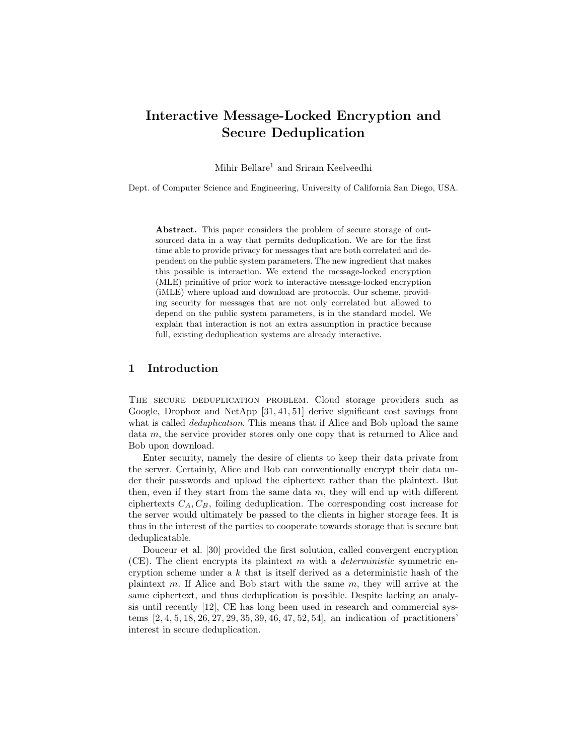# Interactive Message-Locked Encryption and Secure Deduplication

Mihir Bellare[1] and Sriram Keelveedhi

Dept. of Computer Science and Engineering, University of California San Diego, USA.

**Abstract.** This paper considers the problem of secure storage of outsourced data in a way that permits deduplication. We are for the first time able to provide privacy for messages that are both correlated and dependent on the public system parameters. The new ingredient that makes this possible is interaction. We extend the message-locked encryption (MLE) primitive of prior work to interactive message-locked encryption (iMLE) where upload and download are protocols. Our scheme, providing security for messages that are not only correlated but allowed to depend on the public system parameters, is in the standard model. We explain that interaction is not an extra assumption in practice because full, existing deduplication systems are already interactive.

## 1 Introduction

The secure deduplication problem. Cloud storage providers such as Google, Dropbox and NetApp [31, 41, 51] derive significant cost savings from what is called *deduplication*. This means that if Alice and Bob upload the same data $m$, the service provider stores only one copy that is returned to Alice and Bob upon download.

Enter security, namely the desire of clients to keep their data private from the server. Certainly, Alice and Bob can conventionally encrypt their data under their passwords and upload the ciphertext rather than the plaintext. But then, even if they start from the same data $m$, they will end up with different ciphertexts $C_A, C_B$, foiling deduplication. The corresponding cost increase for the server would ultimately be passed to the clients in higher storage fees. It is thus in the interest of the parties to cooperate towards storage that is secure but deduplicatable.

Douceur et al. [30] provided the first solution, called convergent encryption (CE). The client encrypts its plaintext $m$ with a *deterministic* symmetric encryption scheme under a $k$ that is itself derived as a deterministic hash of the plaintext $m$. If Alice and Bob start with the same $m$, they will arrive at the same ciphertext, and thus deduplication is possible. Despite lacking an analysis until recently [12], CE has long been used in research and commercial systems [2, 4, 5, 18, 26, 27, 29, 35, 39, 46, 47, 52, 54], an indication of practitioners' interest in secure deduplication.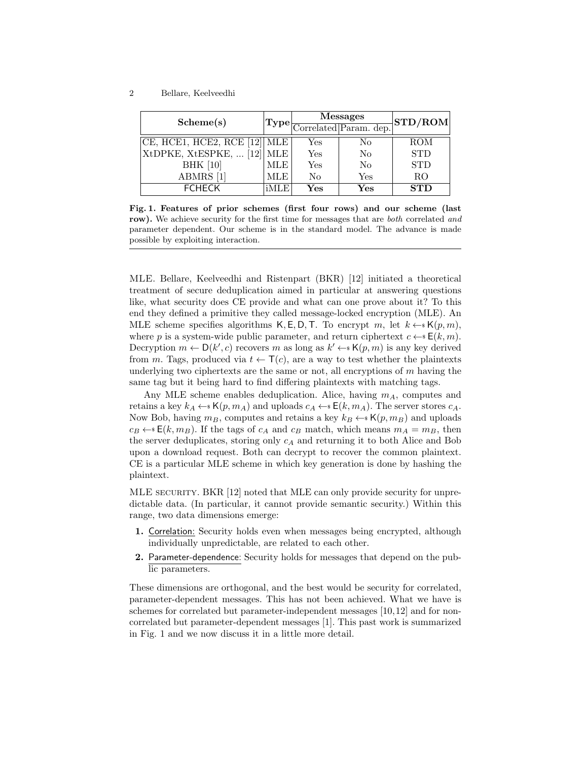| Scheme(s) | Type | Messages | | STD/ROM |
|---|---|---|---|---|
| | | Correlated | Param. dep. | |
| CE, HCE1, HCE2, RCE [12] | MLE | Yes | No | ROM |
| XtDPKE, XtESPKE, ... [12] | MLE | Yes | No | STD |
| BHK [10] | MLE | Yes | No | STD |
| ABMRS [1] | MLE | No | Yes | RO |
| FCHECK | iMLE | **Yes** | **Yes** | **STD** |

**Fig. 1. Features of prior schemes (first four rows) and our scheme (last row).** We achieve security for the first time for messages that are *both* correlated *and* parameter dependent. Our scheme is in the standard model. The advance is made possible by exploiting interaction.

MLE. Bellare, Keelveedhi and Ristenpart (BKR) [12] initiated a theoretical treatment of secure deduplication aimed in particular at answering questions like, what security does CE provide and what can one prove about it? To this end they defined a primitive they called message-locked encryption (MLE). An MLE scheme specifies algorithms $\mathsf{K}, \mathsf{E}, \mathsf{D}, \mathsf{T}$. To encrypt $m$, let $k \leftarrow\$ \mathsf{K}(p, m)$, where $p$ is a system-wide public parameter, and return ciphertext $c \leftarrow\$ \mathsf{E}(k, m)$. Decryption $m \leftarrow \mathsf{D}(k', c)$ recovers $m$ as long as $k' \leftarrow\$ \mathsf{K}(p, m)$ is any key derived from $m$. Tags, produced via $t \leftarrow \mathsf{T}(c)$, are a way to test whether the plaintexts underlying two ciphertexts are the same or not, all encryptions of $m$ having the same tag but it being hard to find differing plaintexts with matching tags.

Any MLE scheme enables deduplication. Alice, having $m_A$, computes and retains a key $k_A \leftarrow\$ \mathsf{K}(p, m_A)$ and uploads $c_A \leftarrow\$ \mathsf{E}(k, m_A)$. The server stores $c_A$. Now Bob, having $m_B$, computes and retains a key $k_B \leftarrow\$ \mathsf{K}(p, m_B)$ and uploads $c_B \leftarrow\$ \mathsf{E}(k, m_B)$. If the tags of $c_A$ and $c_B$ match, which means $m_A = m_B$, then the server deduplicates, storing only $c_A$ and returning it to both Alice and Bob upon a download request. Both can decrypt to recover the common plaintext. CE is a particular MLE scheme in which key generation is done by hashing the plaintext.

MLE SECURITY. BKR [12] noted that MLE can only provide security for unpredictable data. (In particular, it cannot provide semantic security.) Within this range, two data dimensions emerge:

1. Correlation: Security holds even when messages being encrypted, although individually unpredictable, are related to each other.
2. Parameter-dependence: Security holds for messages that depend on the public parameters.

These dimensions are orthogonal, and the best would be security for correlated, parameter-dependent messages. This has not been achieved. What we have is schemes for correlated but parameter-independent messages [10,12] and for non-correlated but parameter-dependent messages [1]. This past work is summarized in Fig. 1 and we now discuss it in a little more detail.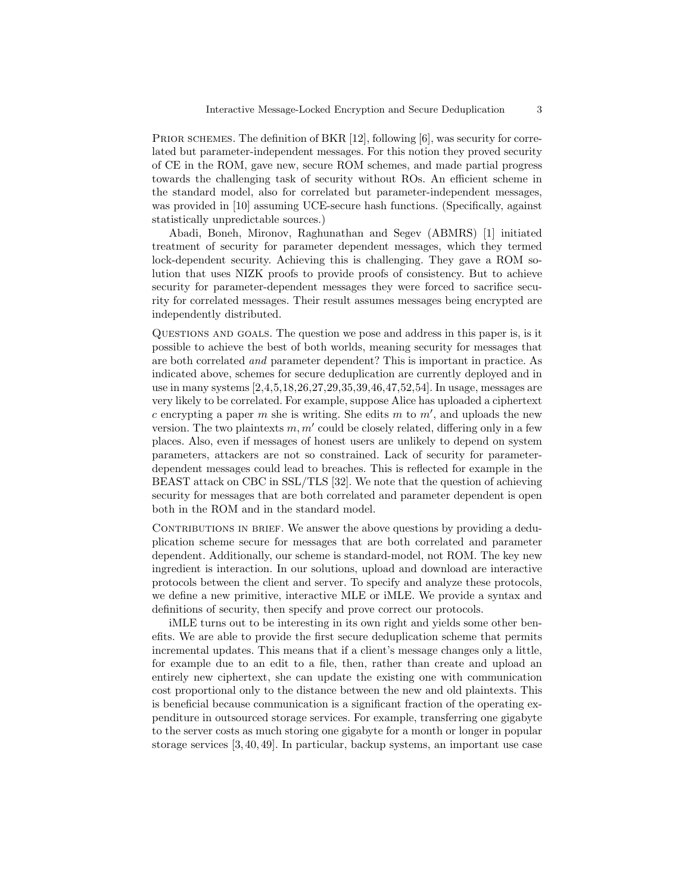**Prior schemes.** The definition of BKR [12], following [6], was security for correlated but parameter-independent messages. For this notion they proved security of CE in the ROM, gave new, secure ROM schemes, and made partial progress towards the challenging task of security without ROs. An efficient scheme in the standard model, also for correlated but parameter-independent messages, was provided in [10] assuming UCE-secure hash functions. (Specifically, against statistically unpredictable sources.)

Abadi, Boneh, Mironov, Raghunathan and Segev (ABMRS) [1] initiated treatment of security for parameter dependent messages, which they termed lock-dependent security. Achieving this is challenging. They gave a ROM solution that uses NIZK proofs to provide proofs of consistency. But to achieve security for parameter-dependent messages they were forced to sacrifice security for correlated messages. Their result assumes messages being encrypted are independently distributed.

**Questions and goals.** The question we pose and address in this paper is, is it possible to achieve the best of both worlds, meaning security for messages that are both correlated *and* parameter dependent? This is important in practice. As indicated above, schemes for secure deduplication are currently deployed and in use in many systems [2,4,5,18,26,27,29,35,39,46,47,52,54]. In usage, messages are very likely to be correlated. For example, suppose Alice has uploaded a ciphertext $c$ encrypting a paper $m$ she is writing. She edits $m$ to $m'$, and uploads the new version. The two plaintexts $m, m'$ could be closely related, differing only in a few places. Also, even if messages of honest users are unlikely to depend on system parameters, attackers are not so constrained. Lack of security for parameter-dependent messages could lead to breaches. This is reflected for example in the BEAST attack on CBC in SSL/TLS [32]. We note that the question of achieving security for messages that are both correlated and parameter dependent is open both in the ROM and in the standard model.

**Contributions in brief.** We answer the above questions by providing a deduplication scheme secure for messages that are both correlated and parameter dependent. Additionally, our scheme is standard-model, not ROM. The key new ingredient is interaction. In our solutions, upload and download are interactive protocols between the client and server. To specify and analyze these protocols, we define a new primitive, interactive MLE or iMLE. We provide a syntax and definitions of security, then specify and prove correct our protocols.

iMLE turns out to be interesting in its own right and yields some other benefits. We are able to provide the first secure deduplication scheme that permits incremental updates. This means that if a client's message changes only a little, for example due to an edit to a file, then, rather than create and upload an entirely new ciphertext, she can update the existing one with communication cost proportional only to the distance between the new and old plaintexts. This is beneficial because communication is a significant fraction of the operating expenditure in outsourced storage services. For example, transferring one gigabyte to the server costs as much storing one gigabyte for a month or longer in popular storage services [3, 40, 49]. In particular, backup systems, an important use case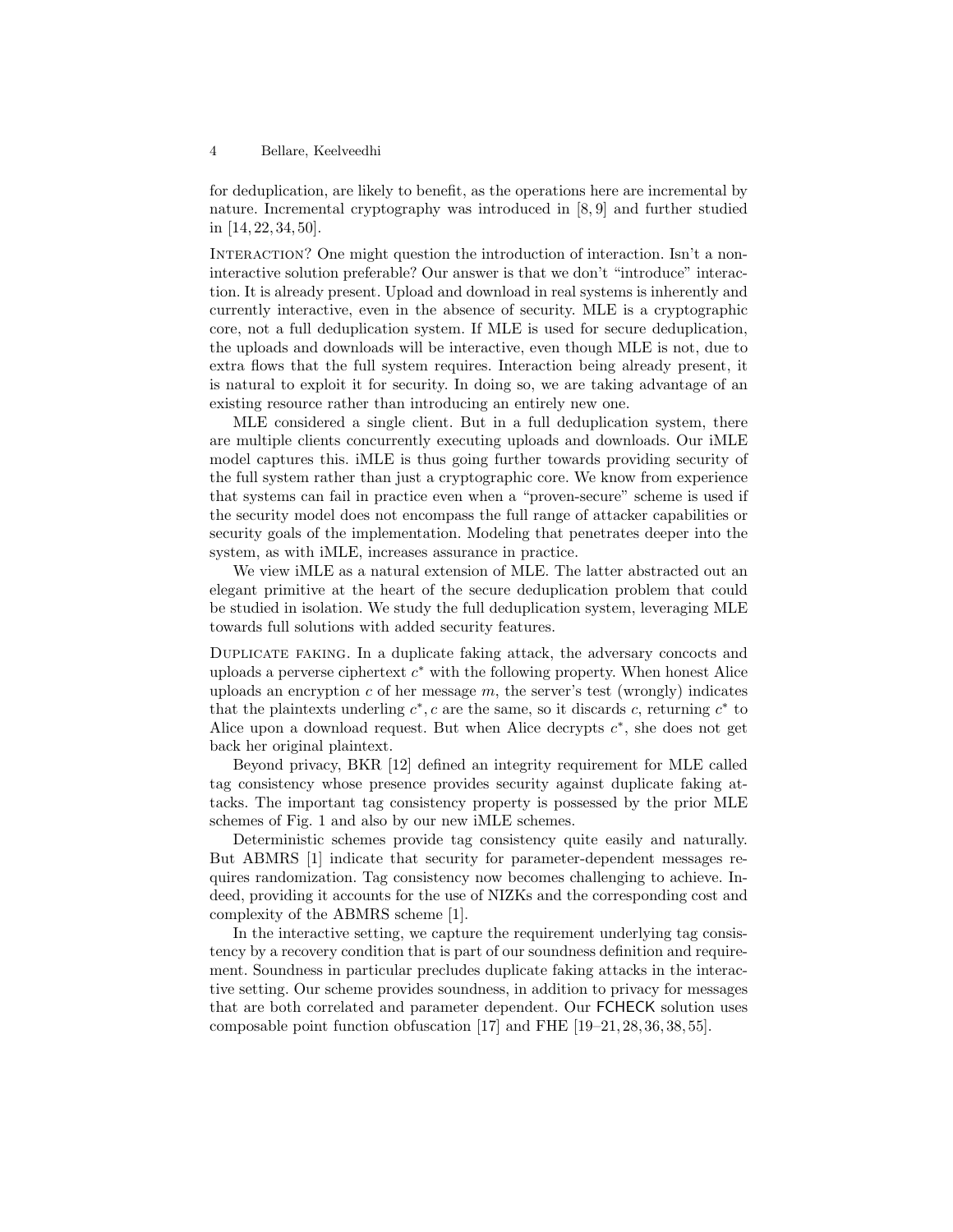for deduplication, are likely to benefit, as the operations here are incremental by nature. Incremental cryptography was introduced in [8, 9] and further studied in [14, 22, 34, 50].

Interaction? One might question the introduction of interaction. Isn't a non-interactive solution preferable? Our answer is that we don't "introduce" interaction. It is already present. Upload and download in real systems is inherently and currently interactive, even in the absence of security. MLE is a cryptographic core, not a full deduplication system. If MLE is used for secure deduplication, the uploads and downloads will be interactive, even though MLE is not, due to extra flows that the full system requires. Interaction being already present, it is natural to exploit it for security. In doing so, we are taking advantage of an existing resource rather than introducing an entirely new one.

MLE considered a single client. But in a full deduplication system, there are multiple clients concurrently executing uploads and downloads. Our iMLE model captures this. iMLE is thus going further towards providing security of the full system rather than just a cryptographic core. We know from experience that systems can fail in practice even when a "proven-secure" scheme is used if the security model does not encompass the full range of attacker capabilities or security goals of the implementation. Modeling that penetrates deeper into the system, as with iMLE, increases assurance in practice.

We view iMLE as a natural extension of MLE. The latter abstracted out an elegant primitive at the heart of the secure deduplication problem that could be studied in isolation. We study the full deduplication system, leveraging MLE towards full solutions with added security features.

Duplicate faking. In a duplicate faking attack, the adversary concocts and uploads a perverse ciphertext $c^*$ with the following property. When honest Alice uploads an encryption $c$ of her message $m$, the server's test (wrongly) indicates that the plaintexts underling $c^*, c$ are the same, so it discards $c$, returning $c^*$ to Alice upon a download request. But when Alice decrypts $c^*$, she does not get back her original plaintext.

Beyond privacy, BKR [12] defined an integrity requirement for MLE called tag consistency whose presence provides security against duplicate faking attacks. The important tag consistency property is possessed by the prior MLE schemes of Fig. 1 and also by our new iMLE schemes.

Deterministic schemes provide tag consistency quite easily and naturally. But ABMRS [1] indicate that security for parameter-dependent messages requires randomization. Tag consistency now becomes challenging to achieve. Indeed, providing it accounts for the use of NIZKs and the corresponding cost and complexity of the ABMRS scheme [1].

In the interactive setting, we capture the requirement underlying tag consistency by a recovery condition that is part of our soundness definition and requirement. Soundness in particular precludes duplicate faking attacks in the interactive setting. Our scheme provides soundness, in addition to privacy for messages that are both correlated and parameter dependent. Our FCHECK solution uses composable point function obfuscation [17] and FHE [19–21, 28, 36, 38, 55].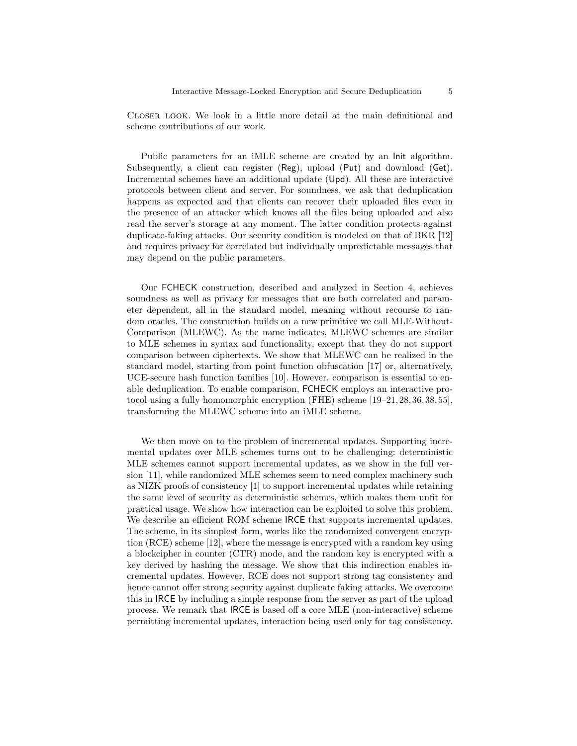Closer look. We look in a little more detail at the main definitional and scheme contributions of our work.

Public parameters for an iMLE scheme are created by an Init algorithm. Subsequently, a client can register (Reg), upload (Put) and download (Get). Incremental schemes have an additional update (Upd). All these are interactive protocols between client and server. For soundness, we ask that deduplication happens as expected and that clients can recover their uploaded files even in the presence of an attacker which knows all the files being uploaded and also read the server's storage at any moment. The latter condition protects against duplicate-faking attacks. Our security condition is modeled on that of BKR [12] and requires privacy for correlated but individually unpredictable messages that may depend on the public parameters.

Our FCHECK construction, described and analyzed in Section 4, achieves soundness as well as privacy for messages that are both correlated and parameter dependent, all in the standard model, meaning without recourse to random oracles. The construction builds on a new primitive we call MLE-Without-Comparison (MLEWC). As the name indicates, MLEWC schemes are similar to MLE schemes in syntax and functionality, except that they do not support comparison between ciphertexts. We show that MLEWC can be realized in the standard model, starting from point function obfuscation [17] or, alternatively, UCE-secure hash function families [10]. However, comparison is essential to enable deduplication. To enable comparison, FCHECK employs an interactive protocol using a fully homomorphic encryption (FHE) scheme [19–21, 28, 36, 38, 55], transforming the MLEWC scheme into an iMLE scheme.

We then move on to the problem of incremental updates. Supporting incremental updates over MLE schemes turns out to be challenging: deterministic MLE schemes cannot support incremental updates, as we show in the full version [11], while randomized MLE schemes seem to need complex machinery such as NIZK proofs of consistency [1] to support incremental updates while retaining the same level of security as deterministic schemes, which makes them unfit for practical usage. We show how interaction can be exploited to solve this problem. We describe an efficient ROM scheme IRCE that supports incremental updates. The scheme, in its simplest form, works like the randomized convergent encryption (RCE) scheme [12], where the message is encrypted with a random key using a blockcipher in counter (CTR) mode, and the random key is encrypted with a key derived by hashing the message. We show that this indirection enables incremental updates. However, RCE does not support strong tag consistency and hence cannot offer strong security against duplicate faking attacks. We overcome this in IRCE by including a simple response from the server as part of the upload process. We remark that IRCE is based off a core MLE (non-interactive) scheme permitting incremental updates, interaction being used only for tag consistency.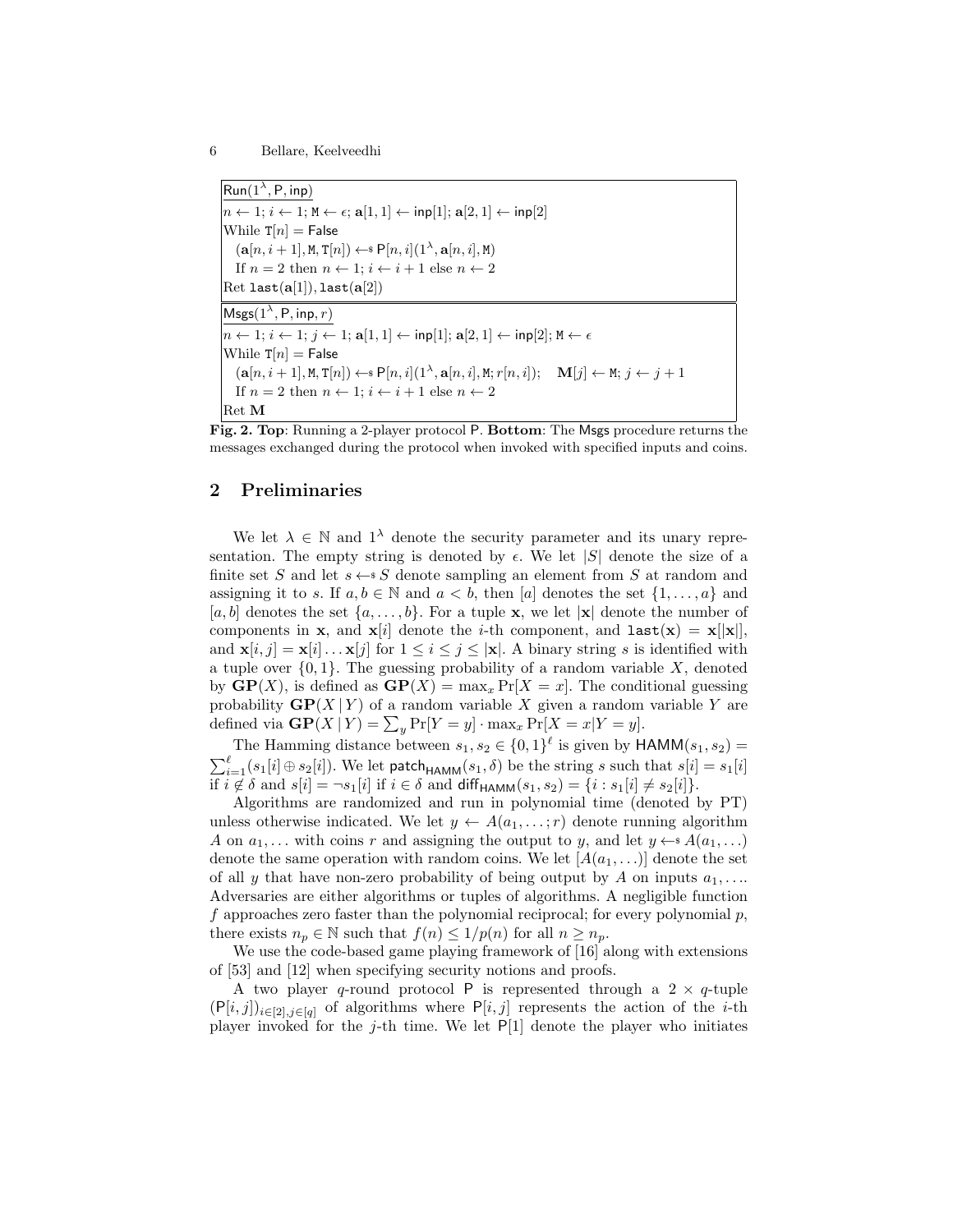```
Run(1^λ, P, inp)
n ← 1; i ← 1; M ← ε; a[1,1] ← inp[1]; a[2,1] ← inp[2]
While T[n] = False
  (a[n, i+1], M, T[n]) ←$ P[n, i](1^λ, a[n, i], M)
  If n = 2 then n ← 1; i ← i + 1 else n ← 2
Ret last(a[1]), last(a[2])
```

```
Msgs(1^λ, P, inp, r)
n ← 1; i ← 1; j ← 1; a[1,1] ← inp[1]; a[2,1] ← inp[2]; M ← ε
While T[n] = False
  (a[n, i+1], M, T[n]) ←$ P[n, i](1^λ, a[n, i], M; r[n, i]);   M[j] ← M; j ← j + 1
  If n = 2 then n ← 1; i ← i + 1 else n ← 2
Ret M
```

**Fig. 2. Top**: Running a 2-player protocol P. **Bottom**: The Msgs procedure returns the messages exchanged during the protocol when invoked with specified inputs and coins.

## 2 Preliminaries

We let $\lambda \in \mathbb{N}$ and $1^\lambda$ denote the security parameter and its unary representation. The empty string is denoted by $\epsilon$. We let $|S|$ denote the size of a finite set $S$ and let $s \leftarrow\!\!\$\; S$ denote sampling an element from $S$ at random and assigning it to $s$. If $a, b \in \mathbb{N}$ and $a < b$, then $[a]$ denotes the set $\{1, \ldots, a\}$ and $[a, b]$ denotes the set $\{a, \ldots, b\}$. For a tuple $\mathbf{x}$, we let $|\mathbf{x}|$ denote the number of components in $\mathbf{x}$, and $\mathbf{x}[i]$ denote the $i$-th component, and $\mathtt{last}(\mathbf{x}) = \mathbf{x}[|\mathbf{x}|]$, and $\mathbf{x}[i, j] = \mathbf{x}[i] \ldots \mathbf{x}[j]$ for $1 \leq i \leq j \leq |\mathbf{x}|$. A binary string $s$ is identified with a tuple over $\{0, 1\}$. The guessing probability of a random variable $X$, denoted by $\mathbf{GP}(X)$, is defined as $\mathbf{GP}(X) = \max_x \Pr[X = x]$. The conditional guessing probability $\mathbf{GP}(X \,|\, Y)$ of a random variable $X$ given a random variable $Y$ are defined via $\mathbf{GP}(X \,|\, Y) = \sum_y \Pr[Y = y] \cdot \max_x \Pr[X = x | Y = y]$.

The Hamming distance between $s_1, s_2 \in \{0, 1\}^\ell$ is given by $\mathsf{HAMM}(s_1, s_2) = \sum_{i=1}^{\ell} (s_1[i] \oplus s_2[i])$. We let $\mathsf{patch}_{\mathsf{HAMM}}(s_1, \delta)$ be the string $s$ such that $s[i] = s_1[i]$ if $i \notin \delta$ and $s[i] = \neg s_1[i]$ if $i \in \delta$ and $\mathsf{diff}_{\mathsf{HAMM}}(s_1, s_2) = \{i : s_1[i] \neq s_2[i]\}$.

Algorithms are randomized and run in polynomial time (denoted by PT) unless otherwise indicated. We let $y \leftarrow A(a_1, \ldots; r)$ denote running algorithm $A$ on $a_1, \ldots$ with coins $r$ and assigning the output to $y$, and let $y \leftarrow\!\!\$\; A(a_1, \ldots)$ denote the same operation with random coins. We let $[A(a_1, \ldots)]$ denote the set of all $y$ that have non-zero probability of being output by $A$ on inputs $a_1, \ldots$. Adversaries are either algorithms or tuples of algorithms. A negligible function $f$ approaches zero faster than the polynomial reciprocal; for every polynomial $p$, there exists $n_p \in \mathbb{N}$ such that $f(n) \leq 1/p(n)$ for all $n \geq n_p$.

We use the code-based game playing framework of [16] along with extensions of [53] and [12] when specifying security notions and proofs.

A two player $q$-round protocol $\mathsf{P}$ is represented through a $2 \times q$-tuple $(\mathsf{P}[i, j])_{i \in [2], j \in [q]}$ of algorithms where $\mathsf{P}[i, j]$ represents the action of the $i$-th player invoked for the $j$-th time. We let $\mathsf{P}[1]$ denote the player who initiates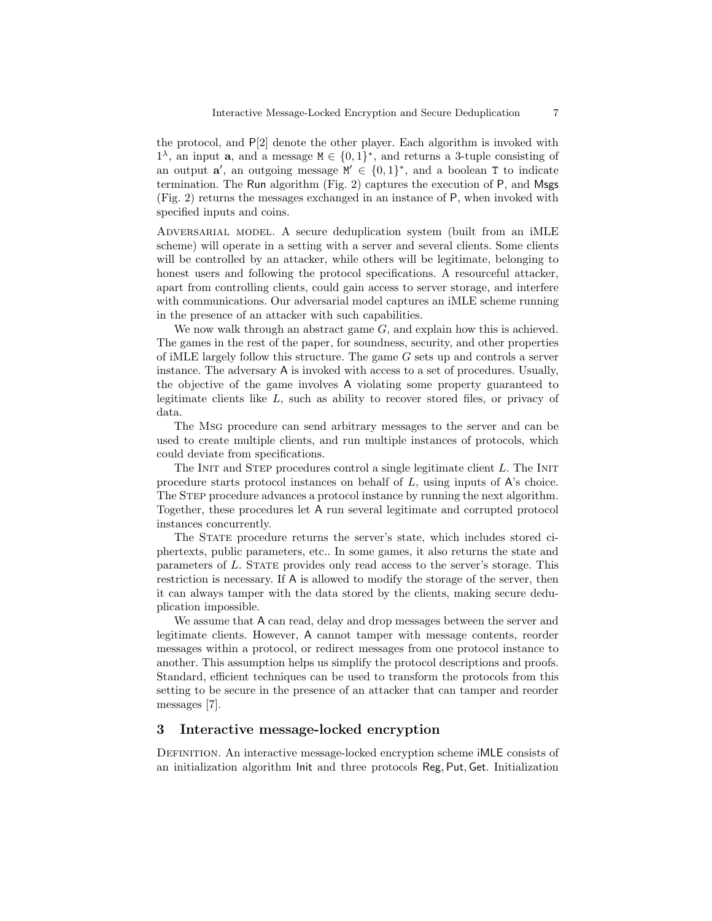the protocol, and P[2] denote the other player. Each algorithm is invoked with $1^\lambda$, an input $\mathbf{a}$, and a message $\mathtt{M} \in \{0,1\}^*$, and returns a 3-tuple consisting of an output $\mathbf{a}'$, an outgoing message $\mathtt{M}' \in \{0,1\}^*$, and a boolean $\mathtt{T}$ to indicate termination. The Run algorithm (Fig. 2) captures the execution of P, and Msgs (Fig. 2) returns the messages exchanged in an instance of P, when invoked with specified inputs and coins.

Adversarial model. A secure deduplication system (built from an iMLE scheme) will operate in a setting with a server and several clients. Some clients will be controlled by an attacker, while others will be legitimate, belonging to honest users and following the protocol specifications. A resourceful attacker, apart from controlling clients, could gain access to server storage, and interfere with communications. Our adversarial model captures an iMLE scheme running in the presence of an attacker with such capabilities.

We now walk through an abstract game $G$, and explain how this is achieved. The games in the rest of the paper, for soundness, security, and other properties of iMLE largely follow this structure. The game $G$ sets up and controls a server instance. The adversary A is invoked with access to a set of procedures. Usually, the objective of the game involves A violating some property guaranteed to legitimate clients like $L$, such as ability to recover stored files, or privacy of data.

The Msg procedure can send arbitrary messages to the server and can be used to create multiple clients, and run multiple instances of protocols, which could deviate from specifications.

The Init and Step procedures control a single legitimate client $L$. The Init procedure starts protocol instances on behalf of $L$, using inputs of A's choice. The Step procedure advances a protocol instance by running the next algorithm. Together, these procedures let A run several legitimate and corrupted protocol instances concurrently.

The State procedure returns the server's state, which includes stored ciphertexts, public parameters, etc.. In some games, it also returns the state and parameters of $L$. State provides only read access to the server's storage. This restriction is necessary. If A is allowed to modify the storage of the server, then it can always tamper with the data stored by the clients, making secure deduplication impossible.

We assume that A can read, delay and drop messages between the server and legitimate clients. However, A cannot tamper with message contents, reorder messages within a protocol, or redirect messages from one protocol instance to another. This assumption helps us simplify the protocol descriptions and proofs. Standard, efficient techniques can be used to transform the protocols from this setting to be secure in the presence of an attacker that can tamper and reorder messages [7].

## 3 Interactive message-locked encryption

Definition. An interactive message-locked encryption scheme iMLE consists of an initialization algorithm Init and three protocols Reg, Put, Get. Initialization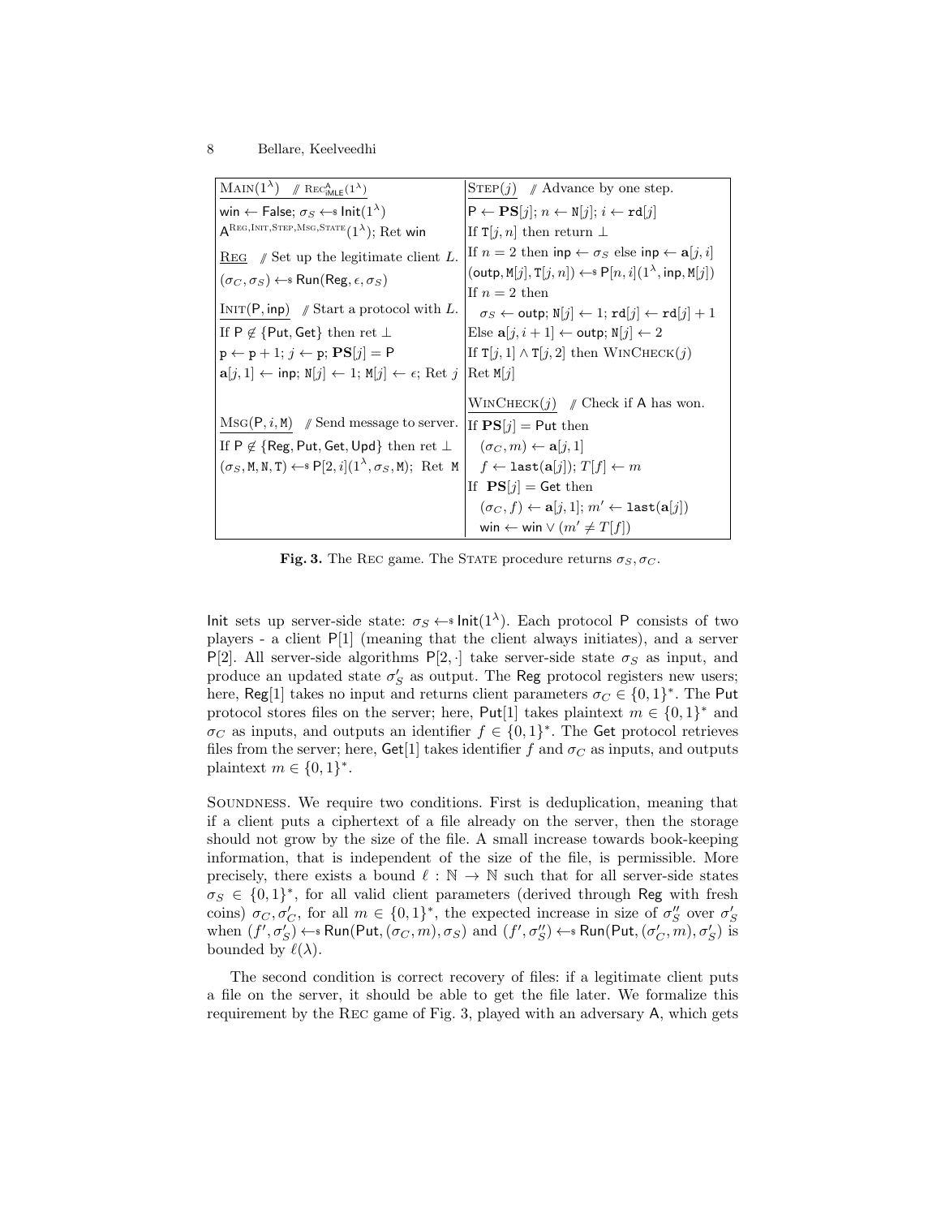| $\underline{\text{Main}(1^\lambda)}$ // $\text{Rec}^{\mathsf{A}}_{\mathsf{iMLE}}(1^\lambda)$ | $\underline{\text{Step}(j)}$ // Advance by one step. |
|---|---|
| $\mathsf{win} \leftarrow \mathsf{False}$; $\sigma_S \leftarrow\$ \mathsf{Init}(1^\lambda)$ | $\mathsf{P} \leftarrow \mathbf{PS}[j]$; $n \leftarrow \mathtt{N}[j]$; $i \leftarrow \mathtt{rd}[j]$ |
| $\mathsf{A}^{\text{Reg,Init,Step,Msg,State}}(1^\lambda)$; Ret $\mathsf{win}$ | If $\mathtt{T}[j,n]$ then return $\bot$ |
| $\underline{\text{Reg}}$ // Set up the legitimate client $L$. | If $n = 2$ then $\mathsf{inp} \leftarrow \sigma_S$ else $\mathsf{inp} \leftarrow \mathbf{a}[j,i]$ |
| $(\sigma_C, \sigma_S) \leftarrow\$ \mathsf{Run}(\mathsf{Reg}, \epsilon, \sigma_S)$ | $(\mathsf{outp}, \mathtt{M}[j], \mathtt{T}[j,n]) \leftarrow\$ \mathsf{P}[n,i](1^\lambda, \mathsf{inp}, \mathtt{M}[j])$ |
| | If $n = 2$ then |
| $\underline{\text{Init}(\mathsf{P}, \mathsf{inp})}$ // Start a protocol with $L$. | $\quad \sigma_S \leftarrow \mathsf{outp}$; $\mathtt{N}[j] \leftarrow 1$; $\mathtt{rd}[j] \leftarrow \mathtt{rd}[j] + 1$ |
| If $\mathsf{P} \notin \{\mathsf{Put}, \mathsf{Get}\}$ then ret $\bot$ | Else $\mathbf{a}[j, i+1] \leftarrow \mathsf{outp}$; $\mathtt{N}[j] \leftarrow 2$ |
| $\mathtt{p} \leftarrow \mathtt{p} + 1$; $j \leftarrow \mathtt{p}$; $\mathbf{PS}[j] = \mathsf{P}$ | If $\mathtt{T}[j,1] \wedge \mathtt{T}[j,2]$ then $\text{WinCheck}(j)$ |
| $\mathbf{a}[j,1] \leftarrow \mathsf{inp}$; $\mathtt{N}[j] \leftarrow 1$; $\mathtt{M}[j] \leftarrow \epsilon$; Ret $j$ | Ret $\mathtt{M}[j]$ |
| | $\underline{\text{WinCheck}(j)}$ // Check if $\mathsf{A}$ has won. |
| $\underline{\text{Msg}(\mathsf{P}, i, \mathtt{M})}$ // Send message to server. | If $\mathbf{PS}[j] = \mathsf{Put}$ then |
| If $\mathsf{P} \notin \{\mathsf{Reg}, \mathsf{Put}, \mathsf{Get}, \mathsf{Upd}\}$ then ret $\bot$ | $\quad (\sigma_C, m) \leftarrow \mathbf{a}[j,1]$ |
| $(\sigma_S, \mathtt{M}, \mathtt{N}, \mathtt{T}) \leftarrow\$ \mathsf{P}[2,i](1^\lambda, \sigma_S, \mathtt{M})$; Ret $\mathtt{M}$ | $\quad f \leftarrow \mathtt{last}(\mathbf{a}[j])$; $T[f] \leftarrow m$ |
| | If $\mathbf{PS}[j] = \mathsf{Get}$ then |
| | $\quad (\sigma_C, f) \leftarrow \mathbf{a}[j,1]$; $m' \leftarrow \mathtt{last}(\mathbf{a}[j])$ |
| | $\quad \mathsf{win} \leftarrow \mathsf{win} \vee (m' \neq T[f])$ |

**Fig. 3.** The Rec game. The State procedure returns $\sigma_S, \sigma_C$.

Init sets up server-side state: $\sigma_S \leftarrow\$ \mathsf{Init}(1^\lambda)$. Each protocol $\mathsf{P}$ consists of two players - a client $\mathsf{P}[1]$ (meaning that the client always initiates), and a server $\mathsf{P}[2]$. All server-side algorithms $\mathsf{P}[2,\cdot]$ take server-side state $\sigma_S$ as input, and produce an updated state $\sigma'_S$ as output. The $\mathsf{Reg}$ protocol registers new users; here, $\mathsf{Reg}[1]$ takes no input and returns client parameters $\sigma_C \in \{0,1\}^*$. The $\mathsf{Put}$ protocol stores files on the server; here, $\mathsf{Put}[1]$ takes plaintext $m \in \{0,1\}^*$ and $\sigma_C$ as inputs, and outputs an identifier $f \in \{0,1\}^*$. The $\mathsf{Get}$ protocol retrieves files from the server; here, $\mathsf{Get}[1]$ takes identifier $f$ and $\sigma_C$ as inputs, and outputs plaintext $m \in \{0,1\}^*$.

Soundness. We require two conditions. First is deduplication, meaning that if a client puts a ciphertext of a file already on the server, then the storage should not grow by the size of the file. A small increase towards book-keeping information, that is independent of the size of the file, is permissible. More precisely, there exists a bound $\ell : \mathbb{N} \rightarrow \mathbb{N}$ such that for all server-side states $\sigma_S \in \{0,1\}^*$, for all valid client parameters (derived through $\mathsf{Reg}$ with fresh coins) $\sigma_C, \sigma'_C$, for all $m \in \{0,1\}^*$, the expected increase in size of $\sigma''_S$ over $\sigma'_S$ when $(f', \sigma'_S) \leftarrow\$ \mathsf{Run}(\mathsf{Put}, (\sigma_C, m), \sigma_S)$ and $(f', \sigma''_S) \leftarrow\$ \mathsf{Run}(\mathsf{Put}, (\sigma'_C, m), \sigma'_S)$ is bounded by $\ell(\lambda)$.

The second condition is correct recovery of files: if a legitimate client puts a file on the server, it should be able to get the file later. We formalize this requirement by the Rec game of Fig. 3, played with an adversary $\mathsf{A}$, which gets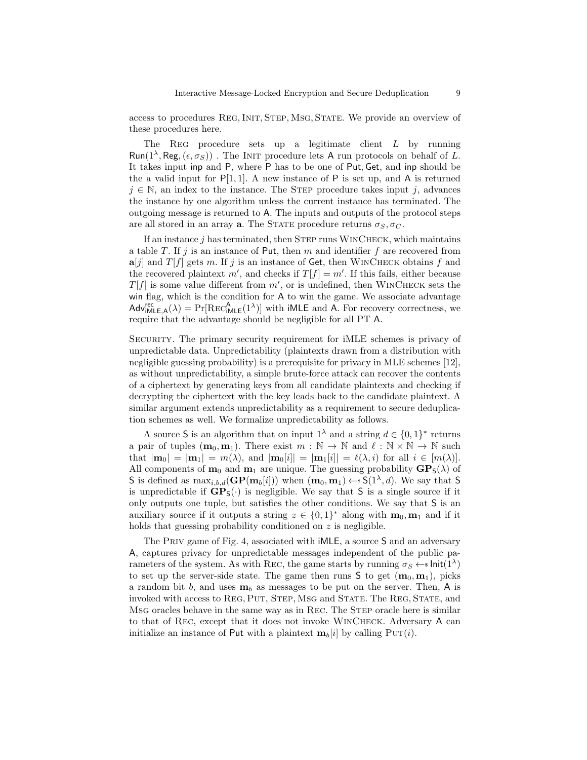access to procedures Reg, Init, Step, Msg, State. We provide an overview of these procedures here.

The Reg procedure sets up a legitimate client $L$ by running $\mathsf{Run}(1^\lambda, \mathsf{Reg}, (\epsilon, \sigma_S))$ . The Init procedure lets A run protocols on behalf of $L$. It takes input inp and P, where P has to be one of Put, Get, and inp should be the a valid input for $\mathsf{P}[1,1]$. A new instance of P is set up, and A is returned $j \in \mathbb{N}$, an index to the instance. The Step procedure takes input $j$, advances the instance by one algorithm unless the current instance has terminated. The outgoing message is returned to A. The inputs and outputs of the protocol steps are all stored in an array $\mathbf{a}$. The State procedure returns $\sigma_S, \sigma_C$.

If an instance $j$ has terminated, then Step runs WinCheck, which maintains a table $T$. If $j$ is an instance of Put, then $m$ and identifier $f$ are recovered from $\mathbf{a}[j]$ and $T[f]$ gets $m$. If $j$ is an instance of Get, then WinCheck obtains $f$ and the recovered plaintext $m'$, and checks if $T[f] = m'$. If this fails, either because $T[f]$ is some value different from $m'$, or is undefined, then WinCheck sets the win flag, which is the condition for A to win the game. We associate advantage $\mathsf{Adv}^{\mathsf{rec}}_{\mathsf{iMLE},\mathsf{A}}(\lambda) = \Pr[\mathrm{Rec}^{\mathsf{A}}_{\mathsf{iMLE}}(1^\lambda)]$ with iMLE and A. For recovery correctness, we require that the advantage should be negligible for all PT A.

Security. The primary security requirement for iMLE schemes is privacy of unpredictable data. Unpredictability (plaintexts drawn from a distribution with negligible guessing probability) is a prerequisite for privacy in MLE schemes [12], as without unpredictability, a simple brute-force attack can recover the contents of a ciphertext by generating keys from all candidate plaintexts and checking if decrypting the ciphertext with the key leads back to the candidate plaintext. A similar argument extends unpredictability as a requirement to secure deduplication schemes as well. We formalize unpredictability as follows.

A source S is an algorithm that on input $1^\lambda$ and a string $d \in \{0,1\}^*$ returns a pair of tuples $(\mathbf{m}_0, \mathbf{m}_1)$. There exist $m : \mathbb{N} \to \mathbb{N}$ and $\ell : \mathbb{N} \times \mathbb{N} \to \mathbb{N}$ such that $|\mathbf{m}_0| = |\mathbf{m}_1| = m(\lambda)$, and $|\mathbf{m}_0[i]| = |\mathbf{m}_1[i]| = \ell(\lambda, i)$ for all $i \in [m(\lambda)]$. All components of $\mathbf{m}_0$ and $\mathbf{m}_1$ are unique. The guessing probability $\mathbf{GP}_{\mathsf{S}}(\lambda)$ of S is defined as $\max_{i,b,d}(\mathbf{GP}(\mathbf{m}_b[i]))$ when $(\mathbf{m}_0, \mathbf{m}_1) \leftarrow\!\!\$\; \mathsf{S}(1^\lambda, d)$. We say that S is unpredictable if $\mathbf{GP}_{\mathsf{S}}(\cdot)$ is negligible. We say that S is a single source if it only outputs one tuple, but satisfies the other conditions. We say that S is an auxiliary source if it outputs a string $z \in \{0,1\}^*$ along with $\mathbf{m}_0, \mathbf{m}_1$ and if it holds that guessing probability conditioned on $z$ is negligible.

The Priv game of Fig. 4, associated with iMLE, a source S and an adversary A, captures privacy for unpredictable messages independent of the public parameters of the system. As with Rec, the game starts by running $\sigma_S \leftarrow\!\!\$\; \mathsf{Init}(1^\lambda)$ to set up the server-side state. The game then runs S to get $(\mathbf{m}_0, \mathbf{m}_1)$, picks a random bit $b$, and uses $\mathbf{m}_b$ as messages to be put on the server. Then, A is invoked with access to Reg, Put, Step, Msg and State. The Reg, State, and Msg oracles behave in the same way as in Rec. The Step oracle here is similar to that of Rec, except that it does not invoke WinCheck. Adversary A can initialize an instance of Put with a plaintext $\mathbf{m}_b[i]$ by calling $\mathrm{Put}(i)$.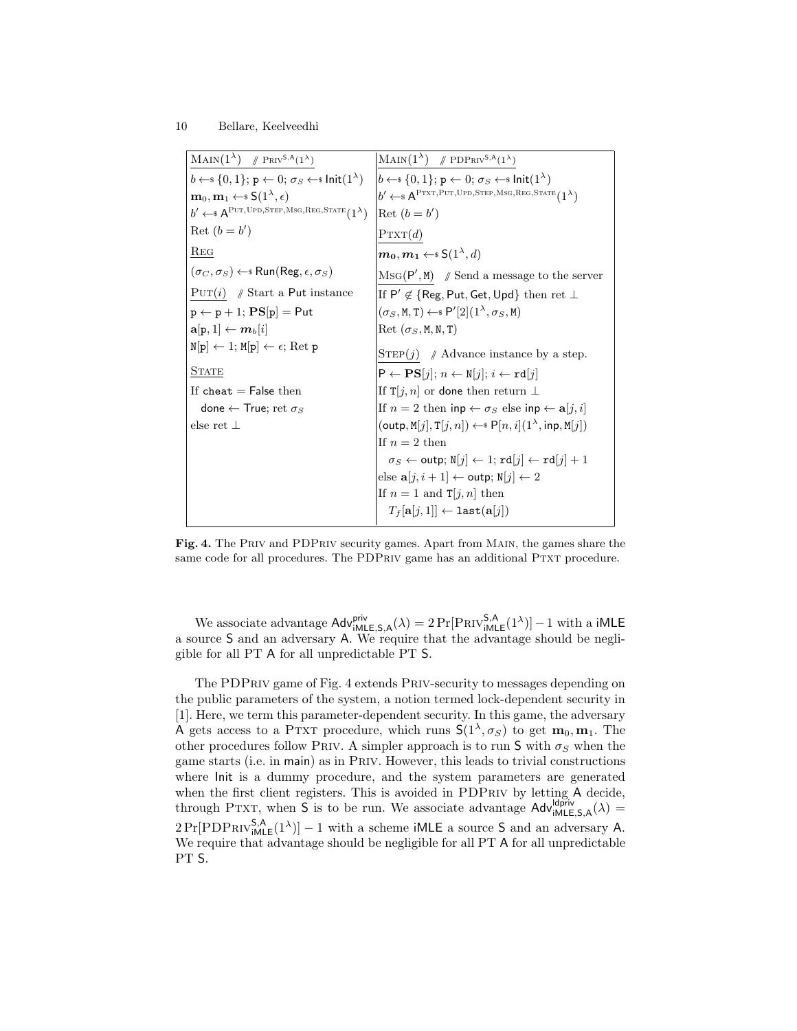```
MAIN(1^λ)   // PRIV^{S,A}(1^λ)
b ←$ {0,1}; p ← 0; σ_S ←$ Init(1^λ)
m_0, m_1 ←$ S(1^λ, ε)
b' ←$ A^{PUT,UPD,STEP,MSG,REG,STATE}(1^λ)
Ret (b = b')

REG
(σ_C, σ_S) ←$ Run(Reg, ε, σ_S)

PUT(i)   // Start a Put instance
p ← p + 1; PS[p] = Put
a[p, 1] ← m_b[i]
N[p] ← 1; M[p] ← ε; Ret p

STATE
If cheat = False then
  done ← True; ret σ_S
else ret ⊥
```

```
MAIN(1^λ)   // PDPRIV^{S,A}(1^λ)
b ←$ {0,1}; p ← 0; σ_S ←$ Init(1^λ)
b' ←$ A^{PTXT,PUT,UPD,STEP,MSG,REG,STATE}(1^λ)
Ret (b = b')

PTXT(d)
m_0, m_1 ←$ S(1^λ, d)

MSG(P', M)   // Send a message to the server
If P' ∉ {Reg, Put, Get, Upd} then ret ⊥
(σ_S, M, T) ←$ P'[2](1^λ, σ_S, M)
Ret (σ_S, M, N, T)

STEP(j)   // Advance instance by a step.
P ← PS[j]; n ← N[j]; i ← rd[j]
If T[j, n] or done then return ⊥
If n = 2 then inp ← σ_S else inp ← a[j, i]
(outp, M[j], T[j, n]) ←$ P[n, i](1^λ, inp, M[j])
If n = 2 then
  σ_S ← outp; N[j] ← 1; rd[j] ← rd[j] + 1
else a[j, i + 1] ← outp; N[j] ← 2
If n = 1 and T[j, n] then
  T_f[a[j, 1]] ← last(a[j])
```

**Fig. 4.** The PRIV and PDPRIV security games. Apart from MAIN, the games share the same code for all procedures. The PDPRIV game has an additional PTXT procedure.

We associate advantage $\mathsf{Adv}^{\mathsf{priv}}_{\mathsf{iMLE},\mathsf{S},\mathsf{A}}(\lambda) = 2\Pr[\mathrm{PRIV}^{\mathsf{S},\mathsf{A}}_{\mathsf{iMLE}}(1^\lambda)] - 1$ with a iMLE a source S and an adversary A. We require that the advantage should be negligible for all PT A for all unpredictable PT S.

The PDPRIV game of Fig. 4 extends PRIV-security to messages depending on the public parameters of the system, a notion termed lock-dependent security in [1]. Here, we term this parameter-dependent security. In this game, the adversary A gets access to a PTXT procedure, which runs $\mathsf{S}(1^\lambda, \sigma_S)$ to get $\mathbf{m}_0, \mathbf{m}_1$. The other procedures follow PRIV. A simpler approach is to run S with $\sigma_S$ when the game starts (i.e. in main) as in PRIV. However, this leads to trivial constructions where Init is a dummy procedure, and the system parameters are generated when the first client registers. This is avoided in PDPRIV by letting A decide, through PTXT, when S is to be run. We associate advantage $\mathsf{Adv}^{\mathsf{ldpriv}}_{\mathsf{iMLE},\mathsf{S},\mathsf{A}}(\lambda) = 2\Pr[\mathrm{PDPRIV}^{\mathsf{S},\mathsf{A}}_{\mathsf{iMLE}}(1^\lambda)] - 1$ with a scheme iMLE a source S and an adversary A. We require that advantage should be negligible for all PT A for all unpredictable PT S.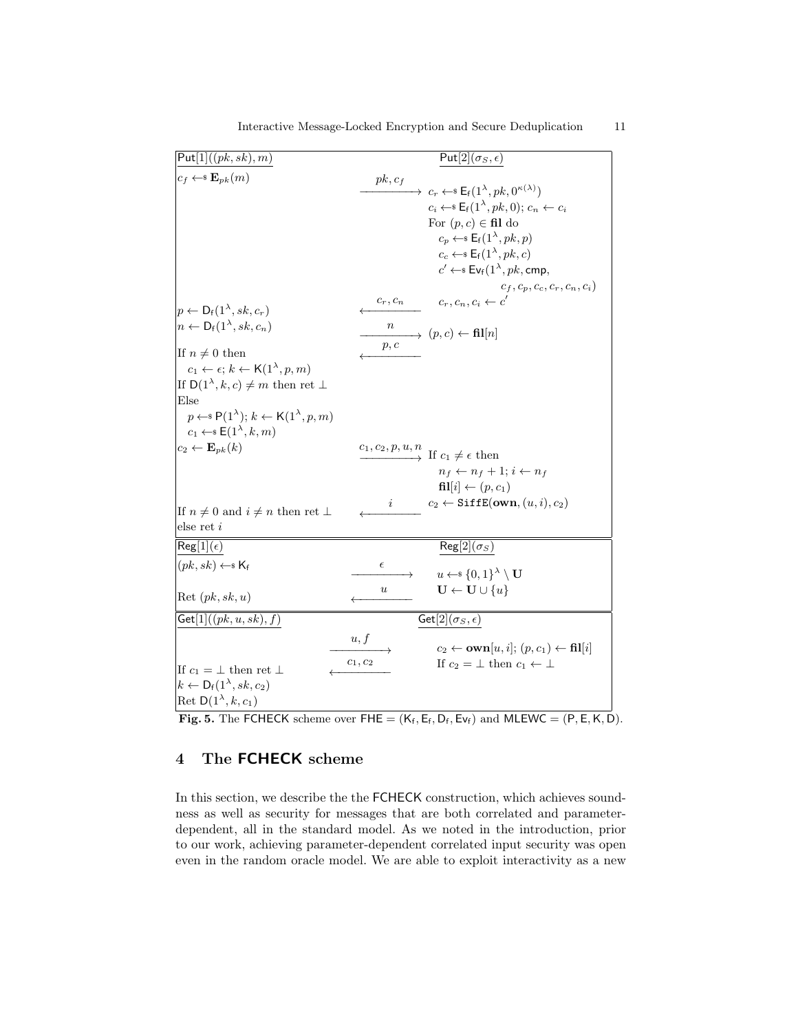**$\mathsf{Put}[1]((pk, sk), m)$** | **$\mathsf{Put}[2](\sigma_S, \epsilon)$**

```
Put[1]((pk,sk), m)                                  Put[2](σ_S, ε)
c_f ←$ E_pk(m)                      pk, c_f
                                  ─────────→  c_r ←$ E_f(1^λ, pk, 0^κ(λ))
                                              c_i ←$ E_f(1^λ, pk, 0); c_n ← c_i
                                              For (p, c) ∈ fil do
                                                c_p ←$ E_f(1^λ, pk, p)
                                                c_c ←$ E_f(1^λ, pk, c)
                                                c' ←$ Ev_f(1^λ, pk, cmp,
                                                          c_f, c_p, c_c, c_r, c_n, c_i)
                                    c_r, c_n    c_r, c_n, c_i ← c'
p ← D_f(1^λ, sk, c_r)             ←─────────
n ← D_f(1^λ, sk, c_n)                 n
                                  ─────────→  (p, c) ← fil[n]
                                     p, c
If n ≠ 0 then                     ←─────────
  c_1 ← ε; k ← K(1^λ, p, m)
If D(1^λ, k, c) ≠ m then ret ⊥
Else
  p ←$ P(1^λ); k ← K(1^λ, p, m)
  c_1 ←$ E(1^λ, k, m)
c_2 ← E_pk(k)                     c_1, c_2, p, u, n
                                  ─────────→  If c_1 ≠ ε then
                                                n_f ← n_f + 1; i ← n_f
                                                fil[i] ← (p, c_1)
                                      i       c_2 ← SiffE(own, (u, i), c_2)
If n ≠ 0 and i ≠ n then ret ⊥     ←─────────
else ret i
```

```
Reg[1](ε)                                           Reg[2](σ_S)
(pk, sk) ←$ K_f                       ε
                                  ─────────→  u ←$ {0,1}^λ \ U
                                      u       U ← U ∪ {u}
Ret (pk, sk, u)                   ←─────────
```

```
Get[1]((pk, u, sk), f)                              Get[2](σ_S, ε)
                                     u, f
                                  ─────────→  c_2 ← own[u, i]; (p, c_1) ← fil[i]
                                    c_1, c_2  If c_2 = ⊥ then c_1 ← ⊥
If c_1 = ⊥ then ret ⊥             ←─────────
k ← D_f(1^λ, sk, c_2)
Ret D(1^λ, k, c_1)
```

**Fig. 5.** The FCHECK scheme over $\mathsf{FHE} = (\mathsf{K_f}, \mathsf{E_f}, \mathsf{D_f}, \mathsf{Ev_f})$ and $\mathsf{MLEWC} = (\mathsf{P}, \mathsf{E}, \mathsf{K}, \mathsf{D})$.

## 4 The FCHECK scheme

In this section, we describe the the FCHECK construction, which achieves soundness as well as security for messages that are both correlated and parameter-dependent, all in the standard model. As we noted in the introduction, prior to our work, achieving parameter-dependent correlated input security was open even in the random oracle model. We are able to exploit interactivity as a new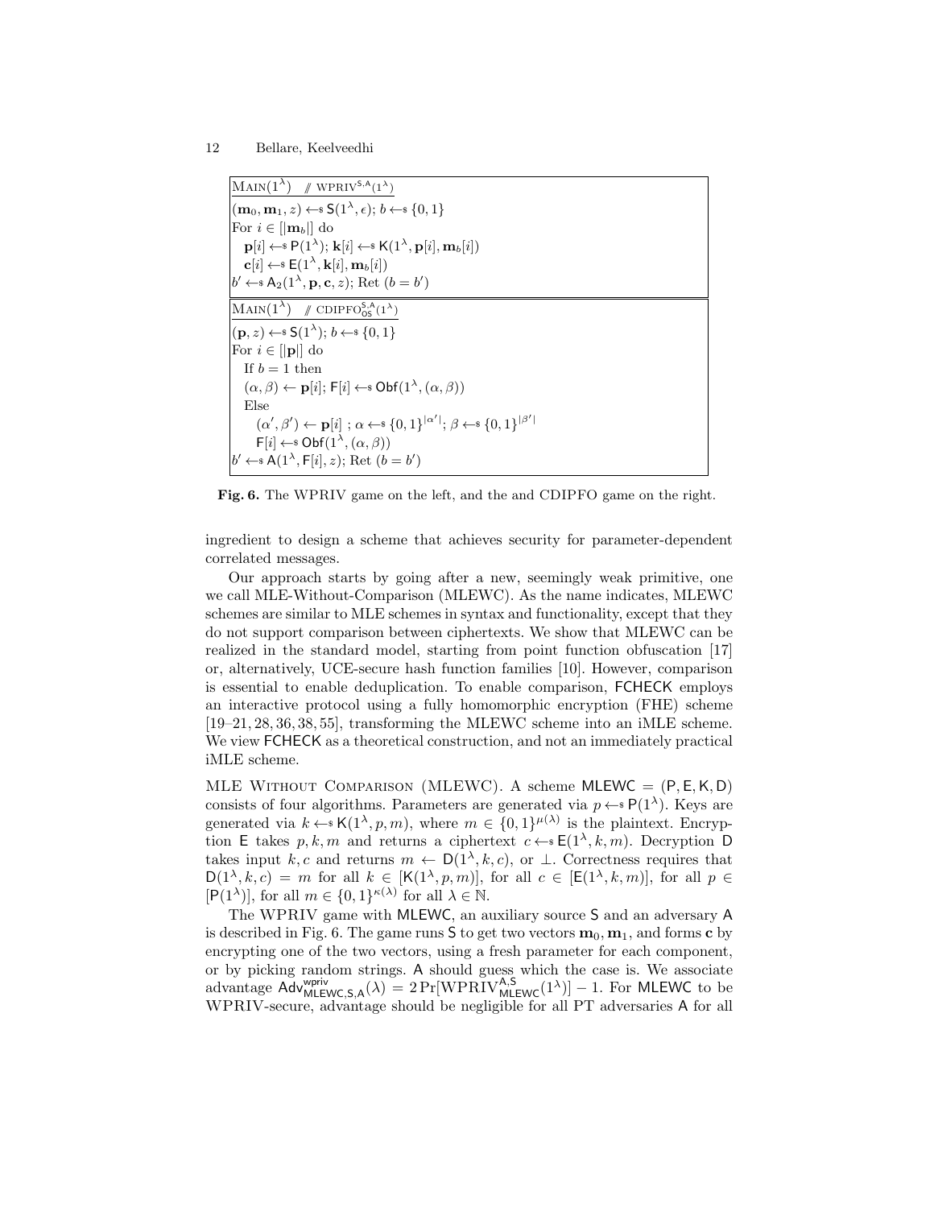```
MAIN(1^λ)   // WPRIV^{S,A}(1^λ)
(m_0, m_1, z) ←$ S(1^λ, ε); b ←$ {0,1}
For i ∈ [|m_b|] do
  p[i] ←$ P(1^λ); k[i] ←$ K(1^λ, p[i], m_b[i])
  c[i] ←$ E(1^λ, k[i], m_b[i])
b' ←$ A_2(1^λ, p, c, z); Ret (b = b')
```

```
MAIN(1^λ)   // CDIPFO_{OS}^{S,A}(1^λ)
(p, z) ←$ S(1^λ); b ←$ {0,1}
For i ∈ [|p|] do
  If b = 1 then
  (α, β) ← p[i]; F[i] ←$ Obf(1^λ, (α, β))
  Else
    (α', β') ← p[i] ; α ←$ {0,1}^{|α'|}; β ←$ {0,1}^{|β'|}
    F[i] ←$ Obf(1^λ, (α, β))
b' ←$ A(1^λ, F[i], z); Ret (b = b')
```

**Fig. 6.** The WPRIV game on the left, and the and CDIPFO game on the right.

ingredient to design a scheme that achieves security for parameter-dependent correlated messages.

Our approach starts by going after a new, seemingly weak primitive, one we call MLE-Without-Comparison (MLEWC). As the name indicates, MLEWC schemes are similar to MLE schemes in syntax and functionality, except that they do not support comparison between ciphertexts. We show that MLEWC can be realized in the standard model, starting from point function obfuscation [17] or, alternatively, UCE-secure hash function families [10]. However, comparison is essential to enable deduplication. To enable comparison, FCHECK employs an interactive protocol using a fully homomorphic encryption (FHE) scheme [19–21, 28, 36, 38, 55], transforming the MLEWC scheme into an iMLE scheme. We view FCHECK as a theoretical construction, and not an immediately practical iMLE scheme.

MLE Without Comparison (MLEWC). A scheme $\mathsf{MLEWC} = (\mathsf{P}, \mathsf{E}, \mathsf{K}, \mathsf{D})$ consists of four algorithms. Parameters are generated via $p \leftarrow\$ \mathsf{P}(1^\lambda)$. Keys are generated via $k \leftarrow\$ \mathsf{K}(1^\lambda, p, m)$, where $m \in \{0,1\}^{\mu(\lambda)}$ is the plaintext. Encryption $\mathsf{E}$ takes $p, k, m$ and returns a ciphertext $c \leftarrow\$ \mathsf{E}(1^\lambda, k, m)$. Decryption $\mathsf{D}$ takes input $k, c$ and returns $m \leftarrow \mathsf{D}(1^\lambda, k, c)$, or $\perp$. Correctness requires that $\mathsf{D}(1^\lambda, k, c) = m$ for all $k \in [\mathsf{K}(1^\lambda, p, m)]$, for all $c \in [\mathsf{E}(1^\lambda, k, m)]$, for all $p \in [\mathsf{P}(1^\lambda)]$, for all $m \in \{0,1\}^{\kappa(\lambda)}$ for all $\lambda \in \mathbb{N}$.

The WPRIV game with $\mathsf{MLEWC}$, an auxiliary source $\mathsf{S}$ and an adversary $\mathsf{A}$ is described in Fig. 6. The game runs $\mathsf{S}$ to get two vectors $\mathbf{m}_0, \mathbf{m}_1$, and forms $\mathbf{c}$ by encrypting one of the two vectors, using a fresh parameter for each component, or by picking random strings. $\mathsf{A}$ should guess which the case is. We associate advantage $\mathsf{Adv}^{\mathsf{wpriv}}_{\mathsf{MLEWC},\mathsf{S},\mathsf{A}}(\lambda) = 2\Pr[\mathrm{WPRIV}^{\mathsf{A},\mathsf{S}}_{\mathsf{MLEWC}}(1^\lambda)] - 1$. For $\mathsf{MLEWC}$ to be WPRIV-secure, advantage should be negligible for all PT adversaries $\mathsf{A}$ for all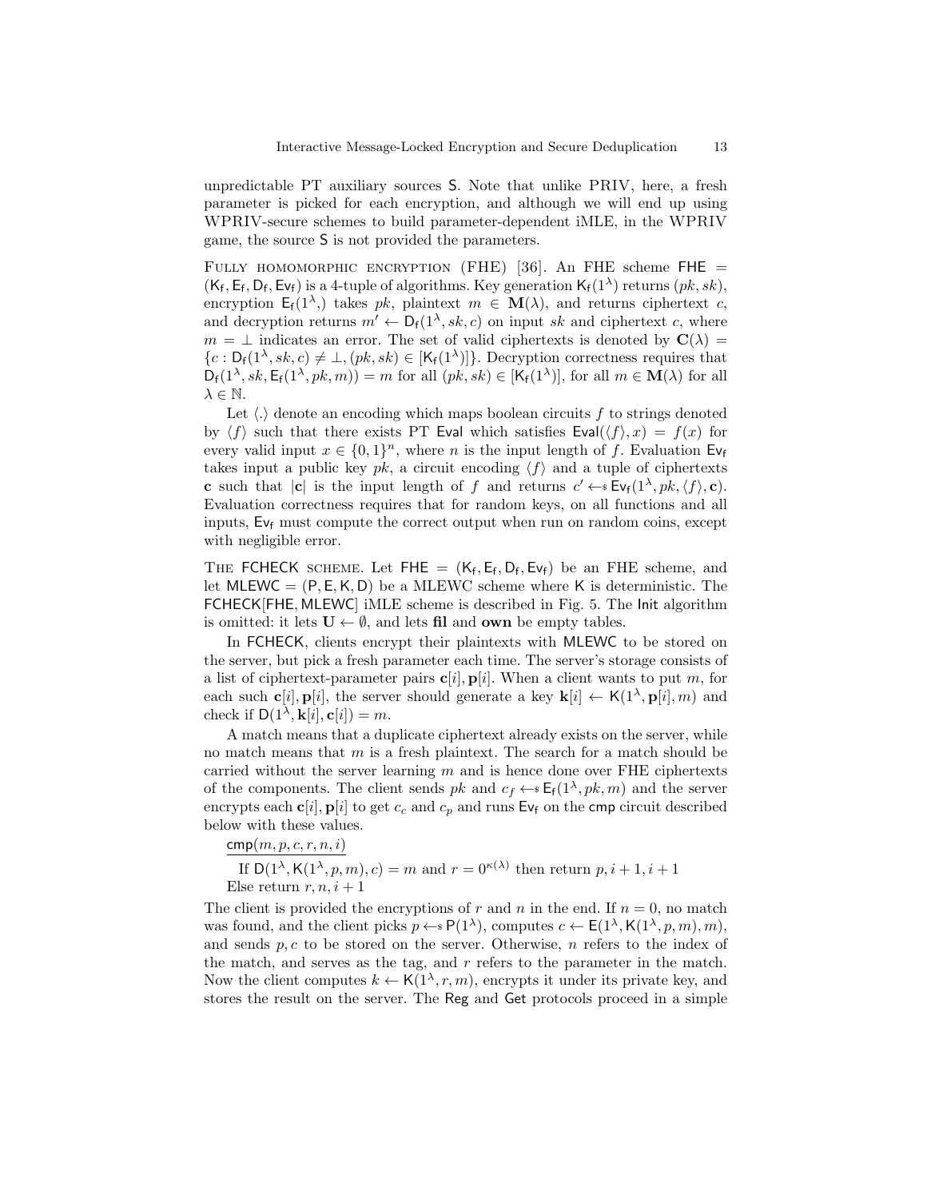unpredictable PT auxiliary sources $\mathsf{S}$. Note that unlike PRIV, here, a fresh parameter is picked for each encryption, and although we will end up using WPRIV-secure schemes to build parameter-dependent iMLE, in the WPRIV game, the source $\mathsf{S}$ is not provided the parameters.

FULLY HOMOMORPHIC ENCRYPTION (FHE) [36]. An FHE scheme $\mathsf{FHE} = (\mathsf{K_f}, \mathsf{E_f}, \mathsf{D_f}, \mathsf{Ev_f})$ is a 4-tuple of algorithms. Key generation $\mathsf{K_f}(1^\lambda)$ returns $(pk, sk)$, encryption $\mathsf{E_f}(1^\lambda,)$ takes $pk$, plaintext $m \in \mathbf{M}(\lambda)$, and returns ciphertext $c$, and decryption returns $m' \leftarrow \mathsf{D_f}(1^\lambda, sk, c)$ on input $sk$ and ciphertext $c$, where $m = \bot$ indicates an error. The set of valid ciphertexts is denoted by $\mathbf{C}(\lambda) = \{c : \mathsf{D_f}(1^\lambda, sk, c) \neq \bot, (pk, sk) \in [\mathsf{K_f}(1^\lambda)]\}$. Decryption correctness requires that $\mathsf{D_f}(1^\lambda, sk, \mathsf{E_f}(1^\lambda, pk, m)) = m$ for all $(pk, sk) \in [\mathsf{K_f}(1^\lambda)]$, for all $m \in \mathbf{M}(\lambda)$ for all $\lambda \in \mathbb{N}$.

Let $\langle . \rangle$ denote an encoding which maps boolean circuits $f$ to strings denoted by $\langle f \rangle$ such that there exists PT $\mathsf{Eval}$ which satisfies $\mathsf{Eval}(\langle f \rangle, x) = f(x)$ for every valid input $x \in \{0,1\}^n$, where $n$ is the input length of $f$. Evaluation $\mathsf{Ev_f}$ takes input a public key $pk$, a circuit encoding $\langle f \rangle$ and a tuple of ciphertexts $\mathbf{c}$ such that $|\mathbf{c}|$ is the input length of $f$ and returns $c' \leftarrow\$ \mathsf{Ev_f}(1^\lambda, pk, \langle f \rangle, \mathbf{c})$. Evaluation correctness requires that for random keys, on all functions and all inputs, $\mathsf{Ev_f}$ must compute the correct output when run on random coins, except with negligible error.

THE $\mathsf{FCHECK}$ SCHEME. Let $\mathsf{FHE} = (\mathsf{K_f}, \mathsf{E_f}, \mathsf{D_f}, \mathsf{Ev_f})$ be an FHE scheme, and let $\mathsf{MLEWC} = (\mathsf{P}, \mathsf{E}, \mathsf{K}, \mathsf{D})$ be a MLEWC scheme where $\mathsf{K}$ is deterministic. The $\mathsf{FCHECK}[\mathsf{FHE}, \mathsf{MLEWC}]$ iMLE scheme is described in Fig. 5. The $\mathsf{Init}$ algorithm is omitted: it lets $\mathbf{U} \leftarrow \emptyset$, and lets **fil** and **own** be empty tables.

In $\mathsf{FCHECK}$, clients encrypt their plaintexts with $\mathsf{MLEWC}$ to be stored on the server, but pick a fresh parameter each time. The server's storage consists of a list of ciphertext-parameter pairs $\mathbf{c}[i], \mathbf{p}[i]$. When a client wants to put $m$, for each such $\mathbf{c}[i], \mathbf{p}[i]$, the server should generate a key $\mathbf{k}[i] \leftarrow \mathsf{K}(1^\lambda, \mathbf{p}[i], m)$ and check if $\mathsf{D}(1^\lambda, \mathbf{k}[i], \mathbf{c}[i]) = m$.

A match means that a duplicate ciphertext already exists on the server, while no match means that $m$ is a fresh plaintext. The search for a match should be carried without the server learning $m$ and is hence done over FHE ciphertexts of the components. The client sends $pk$ and $c_f \leftarrow\$ \mathsf{E_f}(1^\lambda, pk, m)$ and the server encrypts each $\mathbf{c}[i], \mathbf{p}[i]$ to get $c_c$ and $c_p$ and runs $\mathsf{Ev_f}$ on the $\mathsf{cmp}$ circuit described below with these values.

$\underline{\mathsf{cmp}(m, p, c, r, n, i)}$

If $\mathsf{D}(1^\lambda, \mathsf{K}(1^\lambda, p, m), c) = m$ and $r = 0^{\kappa(\lambda)}$ then return $p, i+1, i+1$
Else return $r, n, i+1$

The client is provided the encryptions of $r$ and $n$ in the end. If $n = 0$, no match was found, and the client picks $p \leftarrow\$ \mathsf{P}(1^\lambda)$, computes $c \leftarrow \mathsf{E}(1^\lambda, \mathsf{K}(1^\lambda, p, m), m)$, and sends $p, c$ to be stored on the server. Otherwise, $n$ refers to the index of the match, and serves as the tag, and $r$ refers to the parameter in the match. Now the client computes $k \leftarrow \mathsf{K}(1^\lambda, r, m)$, encrypts it under its private key, and stores the result on the server. The $\mathsf{Reg}$ and $\mathsf{Get}$ protocols proceed in a simple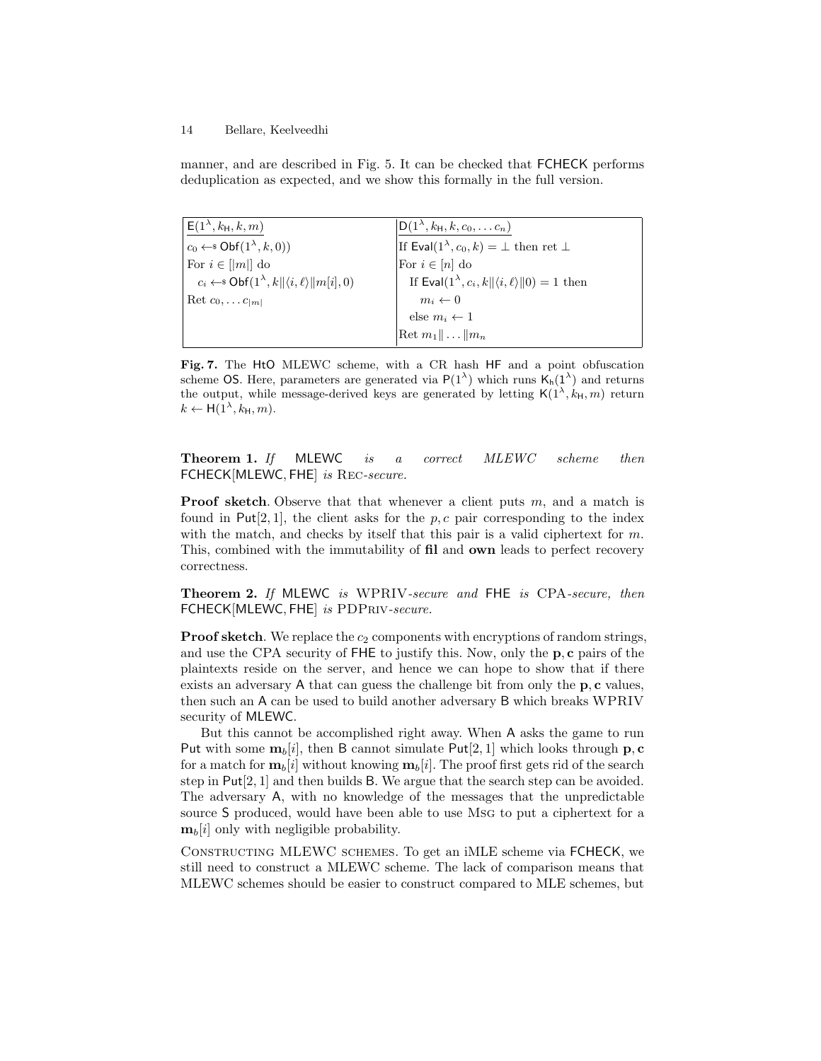manner, and are described in Fig. 5. It can be checked that FCHECK performs deduplication as expected, and we show this formally in the full version.

| $\mathsf{E}(1^\lambda, k_\mathsf{H}, k, m)$ | $\mathsf{D}(1^\lambda, k_\mathsf{H}, k, c_0, \ldots c_n)$ |
| --- | --- |
| $c_0 \leftarrow\!\!\$\ \mathsf{Obf}(1^\lambda, k, 0))$ | If $\mathsf{Eval}(1^\lambda, c_0, k) = \bot$ then ret $\bot$ |
| For $i \in [\lvert m \rvert]$ do | For $i \in [n]$ do |
| $\quad c_i \leftarrow\!\!\$\ \mathsf{Obf}(1^\lambda, k \Vert \langle i, \ell \rangle \Vert m[i], 0)$ | $\quad$ If $\mathsf{Eval}(1^\lambda, c_i, k \Vert \langle i, \ell \rangle \Vert 0) = 1$ then |
| Ret $c_0, \ldots c_{\lvert m \rvert}$ | $\quad\quad m_i \leftarrow 0$ |
| | $\quad$ else $m_i \leftarrow 1$ |
| | Ret $m_1 \Vert \ldots \Vert m_n$ |

**Fig. 7.** The HtO MLEWC scheme, with a CR hash HF and a point obfuscation scheme OS. Here, parameters are generated via $\mathsf{P}(1^\lambda)$ which runs $\mathsf{K_h}(1^\lambda)$ and returns the output, while message-derived keys are generated by letting $\mathsf{K}(1^\lambda, k_\mathsf{H}, m)$ return $k \leftarrow \mathsf{H}(1^\lambda, k_\mathsf{H}, m)$.

**Theorem 1.** *If* MLEWC *is a correct MLEWC scheme then* FCHECK[MLEWC, FHE] *is* REC*-secure.*

**Proof sketch**. Observe that that whenever a client puts $m$, and a match is found in $\mathsf{Put}[2,1]$, the client asks for the $p, c$ pair corresponding to the index with the match, and checks by itself that this pair is a valid ciphertext for $m$. This, combined with the immutability of **fil** and **own** leads to perfect recovery correctness.

**Theorem 2.** *If* MLEWC *is* WPRIV*-secure and* FHE *is* CPA*-secure, then* FCHECK[MLEWC, FHE] *is* PDPRIV*-secure.*

**Proof sketch**. We replace the $c_2$ components with encryptions of random strings, and use the CPA security of FHE to justify this. Now, only the $\mathbf{p}, \mathbf{c}$ pairs of the plaintexts reside on the server, and hence we can hope to show that if there exists an adversary A that can guess the challenge bit from only the $\mathbf{p}, \mathbf{c}$ values, then such an A can be used to build another adversary B which breaks WPRIV security of MLEWC.

But this cannot be accomplished right away. When A asks the game to run Put with some $\mathbf{m}_b[i]$, then B cannot simulate $\mathsf{Put}[2,1]$ which looks through $\mathbf{p}, \mathbf{c}$ for a match for $\mathbf{m}_b[i]$ without knowing $\mathbf{m}_b[i]$. The proof first gets rid of the search step in $\mathsf{Put}[2,1]$ and then builds B. We argue that the search step can be avoided. The adversary A, with no knowledge of the messages that the unpredictable source S produced, would have been able to use MSG to put a ciphertext for a $\mathbf{m}_b[i]$ only with negligible probability.

CONSTRUCTING MLEWC SCHEMES. To get an iMLE scheme via FCHECK, we still need to construct a MLEWC scheme. The lack of comparison means that MLEWC schemes should be easier to construct compared to MLE schemes, but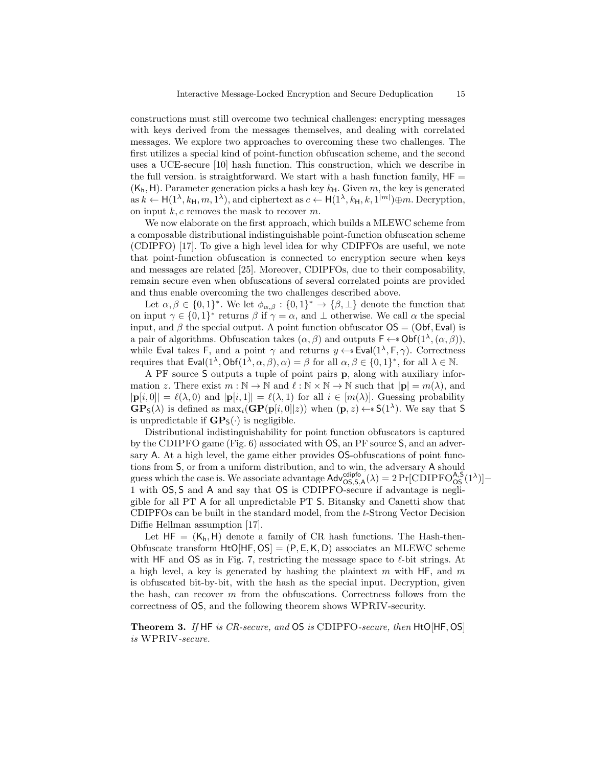constructions must still overcome two technical challenges: encrypting messages with keys derived from the messages themselves, and dealing with correlated messages. We explore two approaches to overcoming these two challenges. The first utilizes a special kind of point-function obfuscation scheme, and the second uses a UCE-secure [10] hash function. This construction, which we describe in the full version. is straightforward. We start with a hash function family, $\mathsf{HF} = (\mathsf{K_h}, \mathsf{H})$. Parameter generation picks a hash key $k_\mathsf{H}$. Given $m$, the key is generated as $k \leftarrow \mathsf{H}(1^\lambda, k_\mathsf{H}, m, 1^\lambda)$, and ciphertext as $c \leftarrow \mathsf{H}(1^\lambda, k_\mathsf{H}, k, 1^{|m|}) \oplus m$. Decryption, on input $k, c$ removes the mask to recover $m$.

We now elaborate on the first approach, which builds a MLEWC scheme from a composable distributional indistinguishable point-function obfuscation scheme (CDIPFO) [17]. To give a high level idea for why CDIPFOs are useful, we note that point-function obfuscation is connected to encryption secure when keys and messages are related [25]. Moreover, CDIPFOs, due to their composability, remain secure even when obfuscations of several correlated points are provided and thus enable overcoming the two challenges described above.

Let $\alpha, \beta \in \{0,1\}^*$. We let $\phi_{\alpha,\beta} : \{0,1\}^* \to \{\beta, \bot\}$ denote the function that on input $\gamma \in \{0,1\}^*$ returns $\beta$ if $\gamma = \alpha$, and $\bot$ otherwise. We call $\alpha$ the special input, and $\beta$ the special output. A point function obfuscator $\mathsf{OS} = (\mathsf{Obf}, \mathsf{Eval})$ is a pair of algorithms. Obfuscation takes $(\alpha, \beta)$ and outputs $\mathsf{F} \leftarrow\!\!\$\, \mathsf{Obf}(1^\lambda, (\alpha, \beta))$, while $\mathsf{Eval}$ takes $\mathsf{F}$, and a point $\gamma$ and returns $y \leftarrow\!\!\$\, \mathsf{Eval}(1^\lambda, \mathsf{F}, \gamma)$. Correctness requires that $\mathsf{Eval}(1^\lambda, \mathsf{Obf}(1^\lambda, \alpha, \beta), \alpha) = \beta$ for all $\alpha, \beta \in \{0,1\}^*$, for all $\lambda \in \mathbb{N}$.

A PF source $\mathsf{S}$ outputs a tuple of point pairs $\mathbf{p}$, along with auxiliary information $z$. There exist $m : \mathbb{N} \to \mathbb{N}$ and $\ell : \mathbb{N} \times \mathbb{N} \to \mathbb{N}$ such that $|\mathbf{p}| = m(\lambda)$, and $|\mathbf{p}[i, 0]| = \ell(\lambda, 0)$ and $|\mathbf{p}[i, 1]| = \ell(\lambda, 1)$ for all $i \in [m(\lambda)]$. Guessing probability $\mathbf{GP}_\mathsf{S}(\lambda)$ is defined as $\max_i(\mathbf{GP}(\mathbf{p}[i, 0]|z))$ when $(\mathbf{p}, z) \leftarrow\!\!\$\, \mathsf{S}(1^\lambda)$. We say that $\mathsf{S}$ is unpredictable if $\mathbf{GP}_\mathsf{S}(\cdot)$ is negligible.

Distributional indistinguishability for point function obfuscators is captured by the CDIPFO game (Fig. 6) associated with $\mathsf{OS}$, an PF source $\mathsf{S}$, and an adversary $\mathsf{A}$. At a high level, the game either provides $\mathsf{OS}$-obfuscations of point functions from $\mathsf{S}$, or from a uniform distribution, and to win, the adversary $\mathsf{A}$ should guess which the case is. We associate advantage $\mathsf{Adv}^{\mathsf{cdipfo}}_{\mathsf{OS},\mathsf{S},\mathsf{A}}(\lambda) = 2\Pr[\mathrm{CDIPFO}^{\mathsf{A},\mathsf{S}}_{\mathsf{OS}}(1^\lambda)] - 1$ with $\mathsf{OS}, \mathsf{S}$ and $\mathsf{A}$ and say that $\mathsf{OS}$ is CDIPFO-secure if advantage is negligible for all PT $\mathsf{A}$ for all unpredictable PT $\mathsf{S}$. Bitansky and Canetti show that CDIPFOs can be built in the standard model, from the $t$-Strong Vector Decision Diffie Hellman assumption [17].

Let $\mathsf{HF} = (\mathsf{K_h}, \mathsf{H})$ denote a family of CR hash functions. The Hash-then-Obfuscate transform $\mathsf{HtO}[\mathsf{HF}, \mathsf{OS}] = (\mathsf{P}, \mathsf{E}, \mathsf{K}, \mathsf{D})$ associates an MLEWC scheme with $\mathsf{HF}$ and $\mathsf{OS}$ as in Fig. 7, restricting the message space to $\ell$-bit strings. At a high level, a key is generated by hashing the plaintext $m$ with $\mathsf{HF}$, and $m$ is obfuscated bit-by-bit, with the hash as the special input. Decryption, given the hash, can recover $m$ from the obfuscations. Correctness follows from the correctness of $\mathsf{OS}$, and the following theorem shows WPRIV-security.

**Theorem 3.** *If* $\mathsf{HF}$ *is CR-secure, and* $\mathsf{OS}$ *is* CDIPFO*-secure, then* $\mathsf{HtO}[\mathsf{HF}, \mathsf{OS}]$ *is* WPRIV*-secure.*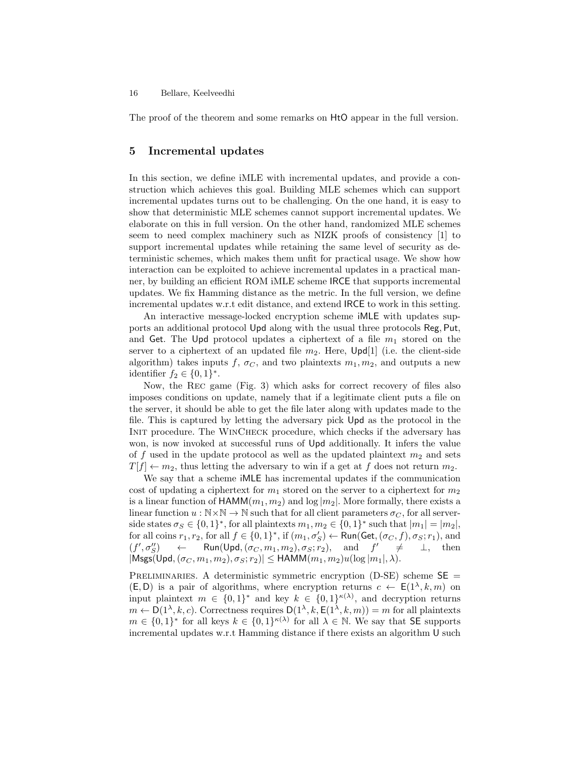The proof of the theorem and some remarks on HtO appear in the full version.

## 5 Incremental updates

In this section, we define iMLE with incremental updates, and provide a construction which achieves this goal. Building MLE schemes which can support incremental updates turns out to be challenging. On the one hand, it is easy to show that deterministic MLE schemes cannot support incremental updates. We elaborate on this in full version. On the other hand, randomized MLE schemes seem to need complex machinery such as NIZK proofs of consistency [1] to support incremental updates while retaining the same level of security as deterministic schemes, which makes them unfit for practical usage. We show how interaction can be exploited to achieve incremental updates in a practical manner, by building an efficient ROM iMLE scheme IRCE that supports incremental updates. We fix Hamming distance as the metric. In the full version, we define incremental updates w.r.t edit distance, and extend IRCE to work in this setting.

An interactive message-locked encryption scheme iMLE with updates supports an additional protocol Upd along with the usual three protocols Reg, Put, and Get. The Upd protocol updates a ciphertext of a file $m_1$ stored on the server to a ciphertext of an updated file $m_2$. Here, Upd[1] (i.e. the client-side algorithm) takes inputs $f$, $\sigma_C$, and two plaintexts $m_1, m_2$, and outputs a new identifier $f_2 \in \{0,1\}^*$.

Now, the Rec game (Fig. 3) which asks for correct recovery of files also imposes conditions on update, namely that if a legitimate client puts a file on the server, it should be able to get the file later along with updates made to the file. This is captured by letting the adversary pick Upd as the protocol in the Init procedure. The WinCheck procedure, which checks if the adversary has won, is now invoked at successful runs of Upd additionally. It infers the value of $f$ used in the update protocol as well as the updated plaintext $m_2$ and sets $T[f] \leftarrow m_2$, thus letting the adversary to win if a get at $f$ does not return $m_2$.

We say that a scheme iMLE has incremental updates if the communication cost of updating a ciphertext for $m_1$ stored on the server to a ciphertext for $m_2$ is a linear function of $\mathsf{HAMM}(m_1, m_2)$ and $\log |m_2|$. More formally, there exists a linear function $u : \mathbb{N} \times \mathbb{N} \rightarrow \mathbb{N}$ such that for all client parameters $\sigma_C$, for all server-side states $\sigma_S \in \{0,1\}^*$, for all plaintexts $m_1, m_2 \in \{0,1\}^*$ such that $|m_1| = |m_2|$, for all coins $r_1, r_2$, for all $f \in \{0,1\}^*$, if $(m_1, \sigma'_S) \leftarrow \mathsf{Run}(\mathsf{Get}, (\sigma_C, f), \sigma_S; r_1)$, and $(f', \sigma''_S) \leftarrow \mathsf{Run}(\mathsf{Upd}, (\sigma_C, m_1, m_2), \sigma_S; r_2)$, and $f' \neq \bot$, then $|\mathsf{Msgs}(\mathsf{Upd}, (\sigma_C, m_1, m_2), \sigma_S; r_2)| \leq \mathsf{HAMM}(m_1, m_2) u(\log |m_1|, \lambda)$.

Preliminaries. A deterministic symmetric encryption (D-SE) scheme $\mathsf{SE} = (\mathsf{E}, \mathsf{D})$ is a pair of algorithms, where encryption returns $c \leftarrow \mathsf{E}(1^\lambda, k, m)$ on input plaintext $m \in \{0,1\}^*$ and key $k \in \{0,1\}^{\kappa(\lambda)}$, and decryption returns $m \leftarrow \mathsf{D}(1^\lambda, k, c)$. Correctness requires $\mathsf{D}(1^\lambda, k, \mathsf{E}(1^\lambda, k, m)) = m$ for all plaintexts $m \in \{0,1\}^*$ for all keys $k \in \{0,1\}^{\kappa(\lambda)}$ for all $\lambda \in \mathbb{N}$. We say that SE supports incremental updates w.r.t Hamming distance if there exists an algorithm U such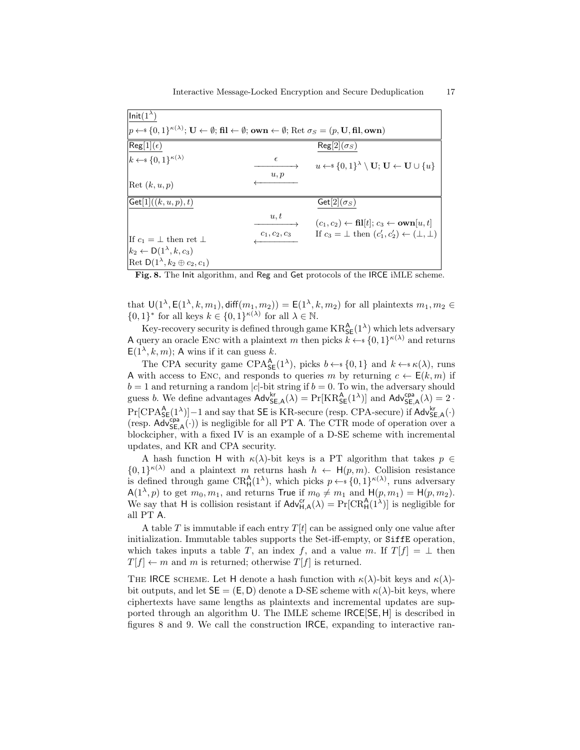| $\mathsf{Init}(1^\lambda)$ | | |
|---|---|---|
| $p \leftarrow\!\!\$\, \{0,1\}^{\kappa(\lambda)}$; $\mathbf{U} \leftarrow \emptyset$; $\mathbf{fil} \leftarrow \emptyset$; $\mathbf{own} \leftarrow \emptyset$; Ret $\sigma_S = (p, \mathbf{U}, \mathbf{fil}, \mathbf{own})$ | | |

| $\mathsf{Reg}[1](\epsilon)$ | | $\mathsf{Reg}[2](\sigma_S)$ |
|---|---|---|
| $k \leftarrow\!\!\$\, \{0,1\}^{\kappa(\lambda)}$ | $\xrightarrow{\ \epsilon\ }$ | $u \leftarrow\!\!\$\, \{0,1\}^{\lambda} \setminus \mathbf{U}$; $\mathbf{U} \leftarrow \mathbf{U} \cup \{u\}$ |
| | $\xleftarrow{\ u, p\ }$ | |
| Ret $(k, u, p)$ | | |

| $\mathsf{Get}[1]((k, u, p), t)$ | | $\mathsf{Get}[2](\sigma_S)$ |
|---|---|---|
| | $\xrightarrow{\ u, t\ }$ | $(c_1, c_2) \leftarrow \mathbf{fil}[t]$; $c_3 \leftarrow \mathbf{own}[u, t]$ |
| | $\xleftarrow{\ c_1, c_2, c_3\ }$ | If $c_3 = \bot$ then $(c_1', c_2') \leftarrow (\bot, \bot)$ |
| If $c_1 = \bot$ then ret $\bot$ | | |
| $k_2 \leftarrow \mathsf{D}(1^\lambda, k, c_3)$ | | |
| Ret $\mathsf{D}(1^\lambda, k_2 \oplus c_2, c_1)$ | | |

**Fig. 8.** The Init algorithm, and Reg and Get protocols of the IRCE iMLE scheme.

that $\mathsf{U}(1^\lambda, \mathsf{E}(1^\lambda, k, m_1), \mathsf{diff}(m_1, m_2)) = \mathsf{E}(1^\lambda, k, m_2)$ for all plaintexts $m_1, m_2 \in \{0,1\}^*$ for all keys $k \in \{0,1\}^{\kappa(\lambda)}$ for all $\lambda \in \mathbb{N}$.

Key-recovery security is defined through game $\mathrm{KR}^{\mathsf{A}}_{\mathsf{SE}}(1^\lambda)$ which lets adversary $\mathsf{A}$ query an oracle $\mathrm{Enc}$ with a plaintext $m$ then picks $k \leftarrow\!\!\$\, \{0,1\}^{\kappa(\lambda)}$ and returns $\mathsf{E}(1^\lambda, k, m)$; $\mathsf{A}$ wins if it can guess $k$.

The CPA security game $\mathrm{CPA}^{\mathsf{A}}_{\mathsf{SE}}(1^\lambda)$, picks $b \leftarrow\!\!\$\, \{0,1\}$ and $k \leftarrow\!\!\$\, \kappa(\lambda)$, runs $\mathsf{A}$ with access to $\mathrm{Enc}$, and responds to queries $m$ by returning $c \leftarrow \mathsf{E}(k, m)$ if $b = 1$ and returning a random $|c|$-bit string if $b = 0$. To win, the adversary should guess $b$. We define advantages $\mathsf{Adv}^{\mathsf{kr}}_{\mathsf{SE},\mathsf{A}}(\lambda) = \Pr[\mathrm{KR}^{\mathsf{A}}_{\mathsf{SE}}(1^\lambda)]$ and $\mathsf{Adv}^{\mathsf{cpa}}_{\mathsf{SE},\mathsf{A}}(\lambda) = 2 \cdot \Pr[\mathrm{CPA}^{\mathsf{A}}_{\mathsf{SE}}(1^\lambda)] - 1$ and say that $\mathsf{SE}$ is KR-secure (resp. CPA-secure) if $\mathsf{Adv}^{\mathsf{kr}}_{\mathsf{SE},\mathsf{A}}(\cdot)$ (resp. $\mathsf{Adv}^{\mathsf{cpa}}_{\mathsf{SE},\mathsf{A}}(\cdot)$) is negligible for all PT $\mathsf{A}$. The CTR mode of operation over a blockcipher, with a fixed IV is an example of a D-SE scheme with incremental updates, and KR and CPA security.

A hash function $\mathsf{H}$ with $\kappa(\lambda)$-bit keys is a PT algorithm that takes $p \in \{0,1\}^{\kappa(\lambda)}$ and a plaintext $m$ returns hash $h \leftarrow \mathsf{H}(p, m)$. Collision resistance is defined through game $\mathrm{CR}^{\mathsf{A}}_{\mathsf{H}}(1^\lambda)$, which picks $p \leftarrow\!\!\$\, \{0,1\}^{\kappa(\lambda)}$, runs adversary $\mathsf{A}(1^\lambda, p)$ to get $m_0, m_1$, and returns True if $m_0 \neq m_1$ and $\mathsf{H}(p, m_1) = \mathsf{H}(p, m_2)$. We say that $\mathsf{H}$ is collision resistant if $\mathsf{Adv}^{\mathsf{cr}}_{\mathsf{H},\mathsf{A}}(\lambda) = \Pr[\mathrm{CR}^{\mathsf{A}}_{\mathsf{H}}(1^\lambda)]$ is negligible for all PT $\mathsf{A}$.

A table $T$ is immutable if each entry $T[t]$ can be assigned only one value after initialization. Immutable tables supports the Set-iff-empty, or `SiffE` operation, which takes inputs a table $T$, an index $f$, and a value $m$. If $T[f] = \bot$ then $T[f] \leftarrow m$ and $m$ is returned; otherwise $T[f]$ is returned.

The IRCE scheme. Let $\mathsf{H}$ denote a hash function with $\kappa(\lambda)$-bit keys and $\kappa(\lambda)$-bit outputs, and let $\mathsf{SE} = (\mathsf{E}, \mathsf{D})$ denote a D-SE scheme with $\kappa(\lambda)$-bit keys, where ciphertexts have same lengths as plaintexts and incremental updates are supported through an algorithm $\mathsf{U}$. The IMLE scheme $\mathsf{IRCE}[\mathsf{SE}, \mathsf{H}]$ is described in figures 8 and 9. We call the construction $\mathsf{IRCE}$, expanding to interactive ran-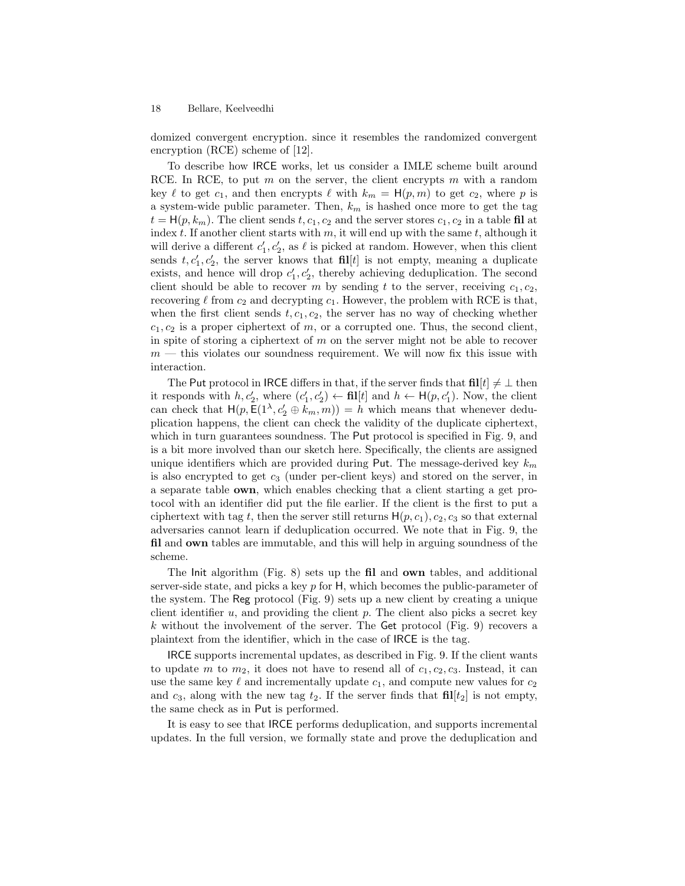domized convergent encryption. since it resembles the randomized convergent encryption (RCE) scheme of [12].

To describe how IRCE works, let us consider a IMLE scheme built around RCE. In RCE, to put $m$ on the server, the client encrypts $m$ with a random key $\ell$ to get $c_1$, and then encrypts $\ell$ with $k_m = \mathsf{H}(p, m)$ to get $c_2$, where $p$ is a system-wide public parameter. Then, $k_m$ is hashed once more to get the tag $t = \mathsf{H}(p, k_m)$. The client sends $t, c_1, c_2$ and the server stores $c_1, c_2$ in a table **fil** at index $t$. If another client starts with $m$, it will end up with the same $t$, although it will derive a different $c'_1, c'_2$, as $\ell$ is picked at random. However, when this client sends $t, c'_1, c'_2$, the server knows that $\mathbf{fil}[t]$ is not empty, meaning a duplicate exists, and hence will drop $c'_1, c'_2$, thereby achieving deduplication. The second client should be able to recover $m$ by sending $t$ to the server, receiving $c_1, c_2$, recovering $\ell$ from $c_2$ and decrypting $c_1$. However, the problem with RCE is that, when the first client sends $t, c_1, c_2$, the server has no way of checking whether $c_1, c_2$ is a proper ciphertext of $m$, or a corrupted one. Thus, the second client, in spite of storing a ciphertext of $m$ on the server might not be able to recover $m$ — this violates our soundness requirement. We will now fix this issue with interaction.

The Put protocol in IRCE differs in that, if the server finds that $\mathbf{fil}[t] \neq \bot$ then it responds with $h, c'_2$, where $(c'_1, c'_2) \leftarrow \mathbf{fil}[t]$ and $h \leftarrow \mathsf{H}(p, c'_1)$. Now, the client can check that $\mathsf{H}(p, \mathsf{E}(1^\lambda, c'_2 \oplus k_m, m)) = h$ which means that whenever deduplication happens, the client can check the validity of the duplicate ciphertext, which in turn guarantees soundness. The Put protocol is specified in Fig. 9, and is a bit more involved than our sketch here. Specifically, the clients are assigned unique identifiers which are provided during Put. The message-derived key $k_m$ is also encrypted to get $c_3$ (under per-client keys) and stored on the server, in a separate table **own**, which enables checking that a client starting a get protocol with an identifier did put the file earlier. If the client is the first to put a ciphertext with tag $t$, then the server still returns $\mathsf{H}(p, c_1), c_2, c_3$ so that external adversaries cannot learn if deduplication occurred. We note that in Fig. 9, the **fil** and **own** tables are immutable, and this will help in arguing soundness of the scheme.

The Init algorithm (Fig. 8) sets up the **fil** and **own** tables, and additional server-side state, and picks a key $p$ for $\mathsf{H}$, which becomes the public-parameter of the system. The Reg protocol (Fig. 9) sets up a new client by creating a unique client identifier $u$, and providing the client $p$. The client also picks a secret key $k$ without the involvement of the server. The Get protocol (Fig. 9) recovers a plaintext from the identifier, which in the case of IRCE is the tag.

IRCE supports incremental updates, as described in Fig. 9. If the client wants to update $m$ to $m_2$, it does not have to resend all of $c_1, c_2, c_3$. Instead, it can use the same key $\ell$ and incrementally update $c_1$, and compute new values for $c_2$ and $c_3$, along with the new tag $t_2$. If the server finds that $\mathbf{fil}[t_2]$ is not empty, the same check as in Put is performed.

It is easy to see that IRCE performs deduplication, and supports incremental updates. In the full version, we formally state and prove the deduplication and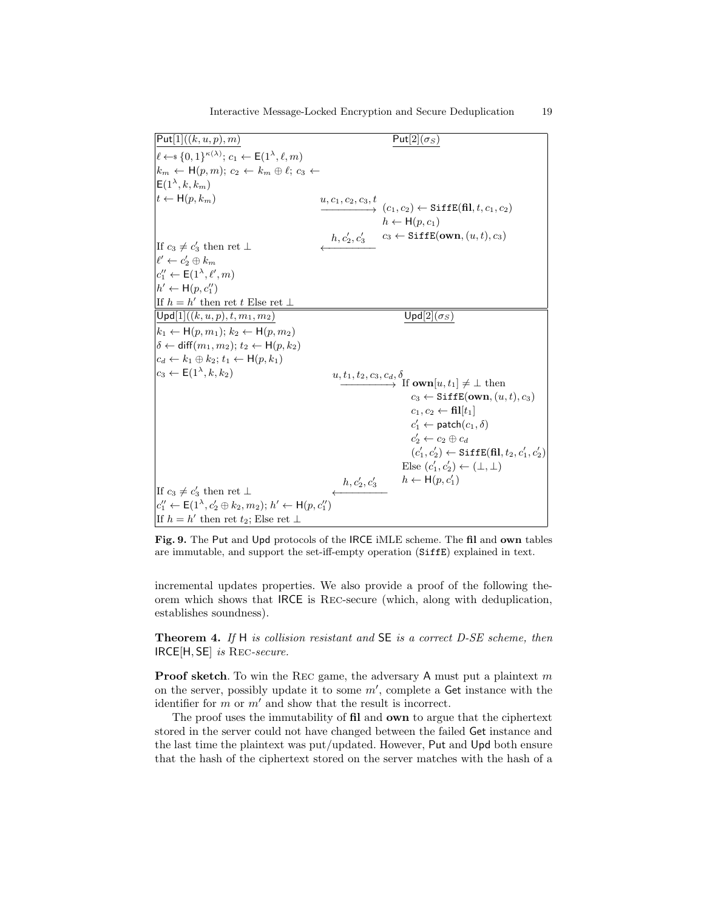**$\mathsf{Put}[1]((k, u, p), m)$**

$\ell \leftarrow\!\!\$\ \{0,1\}^{\kappa(\lambda)}$; $c_1 \leftarrow \mathsf{E}(1^\lambda, \ell, m)$
$k_m \leftarrow \mathsf{H}(p, m)$; $c_2 \leftarrow k_m \oplus \ell$; $c_3 \leftarrow \mathsf{E}(1^\lambda, k, k_m)$
$t \leftarrow \mathsf{H}(p, k_m)$

$\xrightarrow{u, c_1, c_2, c_3, t}$

**$\mathsf{Put}[2](\sigma_S)$**

$(c_1, c_2) \leftarrow \mathtt{SiffE}(\mathbf{fil}, t, c_1, c_2)$
$h \leftarrow \mathsf{H}(p, c_1)$
$c_3 \leftarrow \mathtt{SiffE}(\mathbf{own}, (u, t), c_3)$

$\xleftarrow{h, c_2', c_3'}$

If $c_3 \neq c_3'$ then ret $\bot$
$\ell' \leftarrow c_2' \oplus k_m$
$c_1'' \leftarrow \mathsf{E}(1^\lambda, \ell', m)$
$h' \leftarrow \mathsf{H}(p, c_1'')$
If $h = h'$ then ret $t$ Else ret $\bot$

**$\mathsf{Upd}[1]((k, u, p), t, m_1, m_2)$**

$k_1 \leftarrow \mathsf{H}(p, m_1)$; $k_2 \leftarrow \mathsf{H}(p, m_2)$
$\delta \leftarrow \mathsf{diff}(m_1, m_2)$; $t_2 \leftarrow \mathsf{H}(p, k_2)$
$c_d \leftarrow k_1 \oplus k_2$; $t_1 \leftarrow \mathsf{H}(p, k_1)$
$c_3 \leftarrow \mathsf{E}(1^\lambda, k, k_2)$

$\xrightarrow{u, t_1, t_2, c_3, c_d, \delta}$

**$\mathsf{Upd}[2](\sigma_S)$**

If $\mathbf{own}[u, t_1] \neq \bot$ then
  $c_3 \leftarrow \mathtt{SiffE}(\mathbf{own}, (u, t), c_3)$
  $c_1, c_2 \leftarrow \mathbf{fil}[t_1]$
  $c_1' \leftarrow \mathsf{patch}(c_1, \delta)$
  $c_2' \leftarrow c_2 \oplus c_d$
  $(c_1', c_2') \leftarrow \mathtt{SiffE}(\mathbf{fil}, t_2, c_1', c_2')$
Else $(c_1', c_2') \leftarrow (\bot, \bot)$
$h \leftarrow \mathsf{H}(p, c_1')$

$\xleftarrow{h, c_2', c_3'}$

If $c_3 \neq c_3'$ then ret $\bot$
$c_1'' \leftarrow \mathsf{E}(1^\lambda, c_2' \oplus k_2, m_2)$; $h' \leftarrow \mathsf{H}(p, c_1'')$
If $h = h'$ then ret $t_2$; Else ret $\bot$

**Fig. 9.** The Put and Upd protocols of the IRCE iMLE scheme. The **fil** and **own** tables are immutable, and support the set-iff-empty operation (SiffE) explained in text.

incremental updates properties. We also provide a proof of the following theorem which shows that IRCE is Rec-secure (which, along with deduplication, establishes soundness).

**Theorem 4.** *If* H *is collision resistant and* SE *is a correct D-SE scheme, then* IRCE[H, SE] *is* Rec*-secure.*

**Proof sketch**. To win the Rec game, the adversary A must put a plaintext $m$ on the server, possibly update it to some $m'$, complete a Get instance with the identifier for $m$ or $m'$ and show that the result is incorrect.

The proof uses the immutability of **fil** and **own** to argue that the ciphertext stored in the server could not have changed between the failed Get instance and the last time the plaintext was put/updated. However, Put and Upd both ensure that the hash of the ciphertext stored on the server matches with the hash of a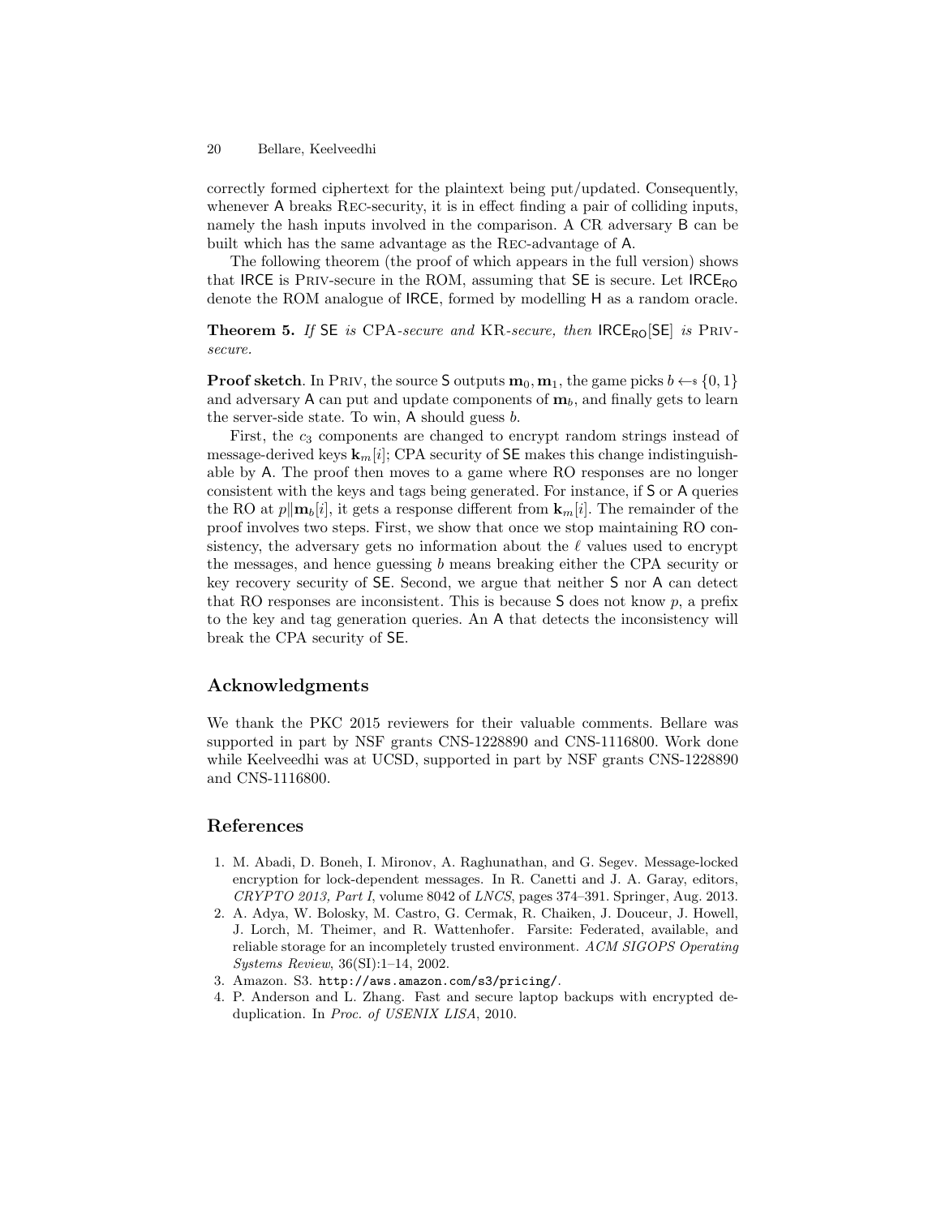correctly formed ciphertext for the plaintext being put/updated. Consequently, whenever A breaks Rec-security, it is in effect finding a pair of colliding inputs, namely the hash inputs involved in the comparison. A CR adversary B can be built which has the same advantage as the Rec-advantage of A.

The following theorem (the proof of which appears in the full version) shows that IRCE is Priv-secure in the ROM, assuming that SE is secure. Let $\mathsf{IRCE}_{\mathsf{RO}}$ denote the ROM analogue of IRCE, formed by modelling H as a random oracle.

**Theorem 5.** *If* SE *is* CPA*-secure and* KR*-secure, then* $\mathsf{IRCE}_{\mathsf{RO}}[\mathsf{SE}]$ *is* Priv*-secure.*

**Proof sketch**. In Priv, the source S outputs $\mathbf{m}_0, \mathbf{m}_1$, the game picks $b \leftarrow\$ \{0,1\}$ and adversary A can put and update components of $\mathbf{m}_b$, and finally gets to learn the server-side state. To win, A should guess $b$.

First, the $c_3$ components are changed to encrypt random strings instead of message-derived keys $\mathbf{k}_m[i]$; CPA security of SE makes this change indistinguishable by A. The proof then moves to a game where RO responses are no longer consistent with the keys and tags being generated. For instance, if S or A queries the RO at $p\|\mathbf{m}_b[i]$, it gets a response different from $\mathbf{k}_m[i]$. The remainder of the proof involves two steps. First, we show that once we stop maintaining RO consistency, the adversary gets no information about the $\ell$ values used to encrypt the messages, and hence guessing $b$ means breaking either the CPA security or key recovery security of SE. Second, we argue that neither S nor A can detect that RO responses are inconsistent. This is because S does not know $p$, a prefix to the key and tag generation queries. An A that detects the inconsistency will break the CPA security of SE.

## Acknowledgments

We thank the PKC 2015 reviewers for their valuable comments. Bellare was supported in part by NSF grants CNS-1228890 and CNS-1116800. Work done while Keelveedhi was at UCSD, supported in part by NSF grants CNS-1228890 and CNS-1116800.

## References

1. M. Abadi, D. Boneh, I. Mironov, A. Raghunathan, and G. Segev. Message-locked encryption for lock-dependent messages. In R. Canetti and J. A. Garay, editors, *CRYPTO 2013, Part I*, volume 8042 of *LNCS*, pages 374–391. Springer, Aug. 2013.
2. A. Adya, W. Bolosky, M. Castro, G. Cermak, R. Chaiken, J. Douceur, J. Howell, J. Lorch, M. Theimer, and R. Wattenhofer. Farsite: Federated, available, and reliable storage for an incompletely trusted environment. *ACM SIGOPS Operating Systems Review*, 36(SI):1–14, 2002.
3. Amazon. S3. `http://aws.amazon.com/s3/pricing/`.
4. P. Anderson and L. Zhang. Fast and secure laptop backups with encrypted deduplication. In *Proc. of USENIX LISA*, 2010.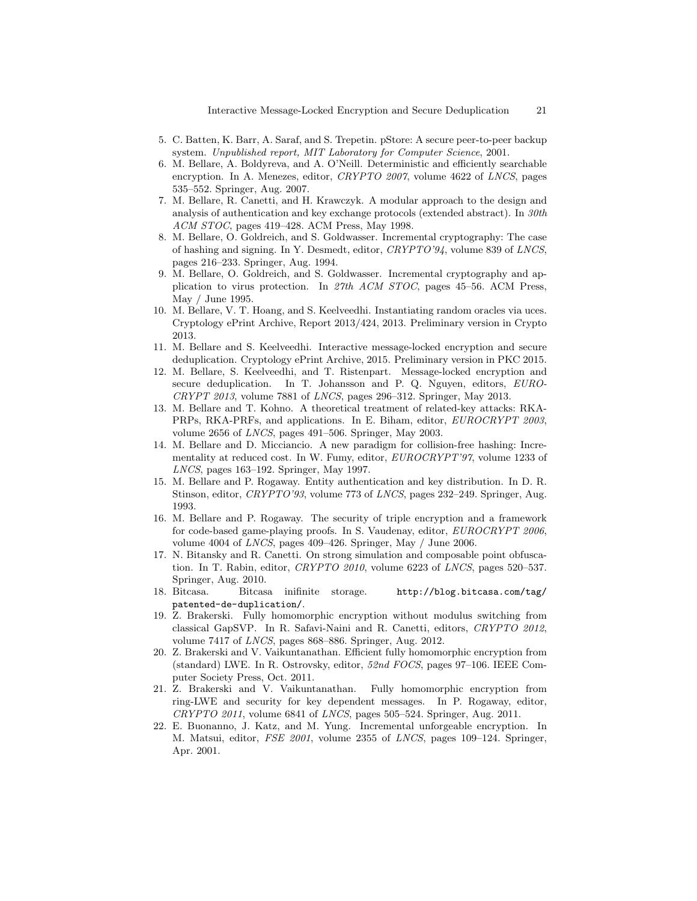5. C. Batten, K. Barr, A. Saraf, and S. Trepetin. pStore: A secure peer-to-peer backup system. *Unpublished report, MIT Laboratory for Computer Science*, 2001.
6. M. Bellare, A. Boldyreva, and A. O'Neill. Deterministic and efficiently searchable encryption. In A. Menezes, editor, *CRYPTO 2007*, volume 4622 of *LNCS*, pages 535–552. Springer, Aug. 2007.
7. M. Bellare, R. Canetti, and H. Krawczyk. A modular approach to the design and analysis of authentication and key exchange protocols (extended abstract). In *30th ACM STOC*, pages 419–428. ACM Press, May 1998.
8. M. Bellare, O. Goldreich, and S. Goldwasser. Incremental cryptography: The case of hashing and signing. In Y. Desmedt, editor, *CRYPTO'94*, volume 839 of *LNCS*, pages 216–233. Springer, Aug. 1994.
9. M. Bellare, O. Goldreich, and S. Goldwasser. Incremental cryptography and application to virus protection. In *27th ACM STOC*, pages 45–56. ACM Press, May / June 1995.
10. M. Bellare, V. T. Hoang, and S. Keelveedhi. Instantiating random oracles via uces. Cryptology ePrint Archive, Report 2013/424, 2013. Preliminary version in Crypto 2013.
11. M. Bellare and S. Keelveedhi. Interactive message-locked encryption and secure deduplication. Cryptology ePrint Archive, 2015. Preliminary version in PKC 2015.
12. M. Bellare, S. Keelveedhi, and T. Ristenpart. Message-locked encryption and secure deduplication. In T. Johansson and P. Q. Nguyen, editors, *EUROCRYPT 2013*, volume 7881 of *LNCS*, pages 296–312. Springer, May 2013.
13. M. Bellare and T. Kohno. A theoretical treatment of related-key attacks: RKA-PRPs, RKA-PRFs, and applications. In E. Biham, editor, *EUROCRYPT 2003*, volume 2656 of *LNCS*, pages 491–506. Springer, May 2003.
14. M. Bellare and D. Micciancio. A new paradigm for collision-free hashing: Incrementality at reduced cost. In W. Fumy, editor, *EUROCRYPT'97*, volume 1233 of *LNCS*, pages 163–192. Springer, May 1997.
15. M. Bellare and P. Rogaway. Entity authentication and key distribution. In D. R. Stinson, editor, *CRYPTO'93*, volume 773 of *LNCS*, pages 232–249. Springer, Aug. 1993.
16. M. Bellare and P. Rogaway. The security of triple encryption and a framework for code-based game-playing proofs. In S. Vaudenay, editor, *EUROCRYPT 2006*, volume 4004 of *LNCS*, pages 409–426. Springer, May / June 2006.
17. N. Bitansky and R. Canetti. On strong simulation and composable point obfuscation. In T. Rabin, editor, *CRYPTO 2010*, volume 6223 of *LNCS*, pages 520–537. Springer, Aug. 2010.
18. Bitcasa. Bitcasa inifinite storage. `http://blog.bitcasa.com/tag/patented-de-duplication/`.
19. Z. Brakerski. Fully homomorphic encryption without modulus switching from classical GapSVP. In R. Safavi-Naini and R. Canetti, editors, *CRYPTO 2012*, volume 7417 of *LNCS*, pages 868–886. Springer, Aug. 2012.
20. Z. Brakerski and V. Vaikuntanathan. Efficient fully homomorphic encryption from (standard) LWE. In R. Ostrovsky, editor, *52nd FOCS*, pages 97–106. IEEE Computer Society Press, Oct. 2011.
21. Z. Brakerski and V. Vaikuntanathan. Fully homomorphic encryption from ring-LWE and security for key dependent messages. In P. Rogaway, editor, *CRYPTO 2011*, volume 6841 of *LNCS*, pages 505–524. Springer, Aug. 2011.
22. E. Buonanno, J. Katz, and M. Yung. Incremental unforgeable encryption. In M. Matsui, editor, *FSE 2001*, volume 2355 of *LNCS*, pages 109–124. Springer, Apr. 2001.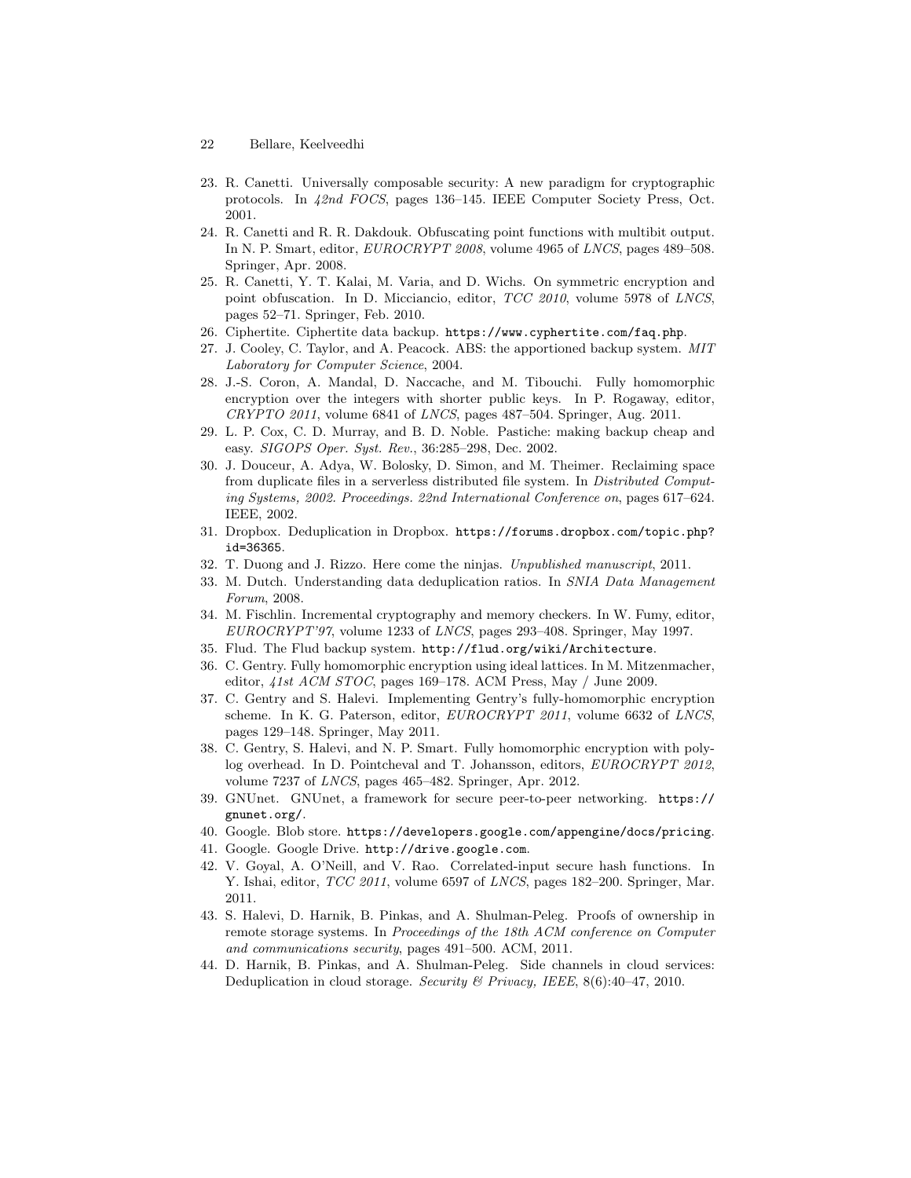23. R. Canetti. Universally composable security: A new paradigm for cryptographic protocols. In *42nd FOCS*, pages 136–145. IEEE Computer Society Press, Oct. 2001.
24. R. Canetti and R. R. Dakdouk. Obfuscating point functions with multibit output. In N. P. Smart, editor, *EUROCRYPT 2008*, volume 4965 of *LNCS*, pages 489–508. Springer, Apr. 2008.
25. R. Canetti, Y. T. Kalai, M. Varia, and D. Wichs. On symmetric encryption and point obfuscation. In D. Micciancio, editor, *TCC 2010*, volume 5978 of *LNCS*, pages 52–71. Springer, Feb. 2010.
26. Ciphertite. Ciphertite data backup. `https://www.cyphertite.com/faq.php`.
27. J. Cooley, C. Taylor, and A. Peacock. ABS: the apportioned backup system. *MIT Laboratory for Computer Science*, 2004.
28. J.-S. Coron, A. Mandal, D. Naccache, and M. Tibouchi. Fully homomorphic encryption over the integers with shorter public keys. In P. Rogaway, editor, *CRYPTO 2011*, volume 6841 of *LNCS*, pages 487–504. Springer, Aug. 2011.
29. L. P. Cox, C. D. Murray, and B. D. Noble. Pastiche: making backup cheap and easy. *SIGOPS Oper. Syst. Rev.*, 36:285–298, Dec. 2002.
30. J. Douceur, A. Adya, W. Bolosky, D. Simon, and M. Theimer. Reclaiming space from duplicate files in a serverless distributed file system. In *Distributed Computing Systems, 2002. Proceedings. 22nd International Conference on*, pages 617–624. IEEE, 2002.
31. Dropbox. Deduplication in Dropbox. `https://forums.dropbox.com/topic.php?id=36365`.
32. T. Duong and J. Rizzo. Here come the ninjas. *Unpublished manuscript*, 2011.
33. M. Dutch. Understanding data deduplication ratios. In *SNIA Data Management Forum*, 2008.
34. M. Fischlin. Incremental cryptography and memory checkers. In W. Fumy, editor, *EUROCRYPT'97*, volume 1233 of *LNCS*, pages 293–408. Springer, May 1997.
35. Flud. The Flud backup system. `http://flud.org/wiki/Architecture`.
36. C. Gentry. Fully homomorphic encryption using ideal lattices. In M. Mitzenmacher, editor, *41st ACM STOC*, pages 169–178. ACM Press, May / June 2009.
37. C. Gentry and S. Halevi. Implementing Gentry's fully-homomorphic encryption scheme. In K. G. Paterson, editor, *EUROCRYPT 2011*, volume 6632 of *LNCS*, pages 129–148. Springer, May 2011.
38. C. Gentry, S. Halevi, and N. P. Smart. Fully homomorphic encryption with polylog overhead. In D. Pointcheval and T. Johansson, editors, *EUROCRYPT 2012*, volume 7237 of *LNCS*, pages 465–482. Springer, Apr. 2012.
39. GNUnet. GNUnet, a framework for secure peer-to-peer networking. `https://gnunet.org/`.
40. Google. Blob store. `https://developers.google.com/appengine/docs/pricing`.
41. Google. Google Drive. `http://drive.google.com`.
42. V. Goyal, A. O'Neill, and V. Rao. Correlated-input secure hash functions. In Y. Ishai, editor, *TCC 2011*, volume 6597 of *LNCS*, pages 182–200. Springer, Mar. 2011.
43. S. Halevi, D. Harnik, B. Pinkas, and A. Shulman-Peleg. Proofs of ownership in remote storage systems. In *Proceedings of the 18th ACM conference on Computer and communications security*, pages 491–500. ACM, 2011.
44. D. Harnik, B. Pinkas, and A. Shulman-Peleg. Side channels in cloud services: Deduplication in cloud storage. *Security & Privacy, IEEE*, 8(6):40–47, 2010.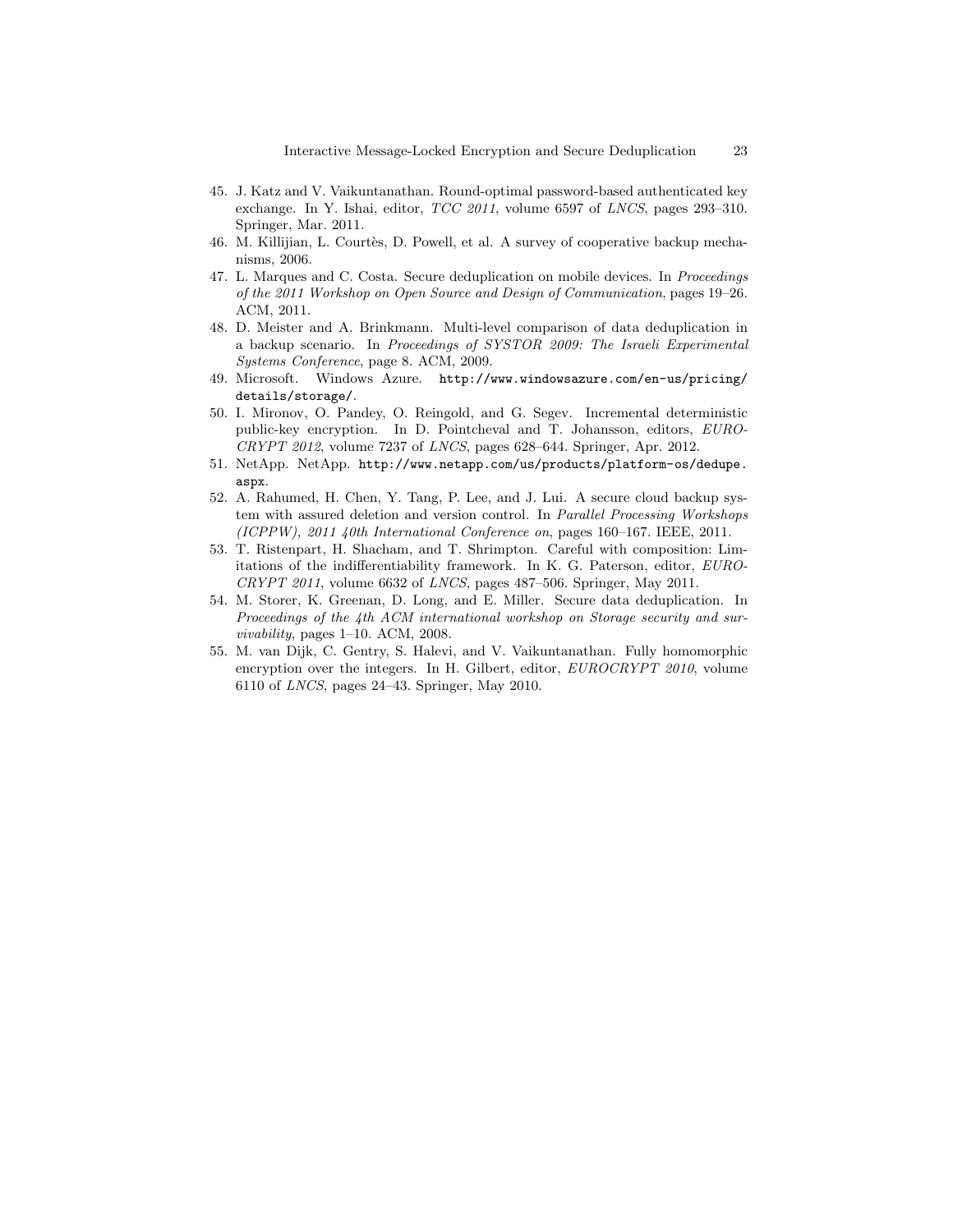45. J. Katz and V. Vaikuntanathan. Round-optimal password-based authenticated key exchange. In Y. Ishai, editor, *TCC 2011*, volume 6597 of *LNCS*, pages 293–310. Springer, Mar. 2011.
46. M. Killijian, L. Courtès, D. Powell, et al. A survey of cooperative backup mechanisms, 2006.
47. L. Marques and C. Costa. Secure deduplication on mobile devices. In *Proceedings of the 2011 Workshop on Open Source and Design of Communication*, pages 19–26. ACM, 2011.
48. D. Meister and A. Brinkmann. Multi-level comparison of data deduplication in a backup scenario. In *Proceedings of SYSTOR 2009: The Israeli Experimental Systems Conference*, page 8. ACM, 2009.
49. Microsoft. Windows Azure. `http://www.windowsazure.com/en-us/pricing/details/storage/`.
50. I. Mironov, O. Pandey, O. Reingold, and G. Segev. Incremental deterministic public-key encryption. In D. Pointcheval and T. Johansson, editors, *EUROCRYPT 2012*, volume 7237 of *LNCS*, pages 628–644. Springer, Apr. 2012.
51. NetApp. NetApp. `http://www.netapp.com/us/products/platform-os/dedupe.aspx`.
52. A. Rahumed, H. Chen, Y. Tang, P. Lee, and J. Lui. A secure cloud backup system with assured deletion and version control. In *Parallel Processing Workshops (ICPPW), 2011 40th International Conference on*, pages 160–167. IEEE, 2011.
53. T. Ristenpart, H. Shacham, and T. Shrimpton. Careful with composition: Limitations of the indifferentiability framework. In K. G. Paterson, editor, *EUROCRYPT 2011*, volume 6632 of *LNCS*, pages 487–506. Springer, May 2011.
54. M. Storer, K. Greenan, D. Long, and E. Miller. Secure data deduplication. In *Proceedings of the 4th ACM international workshop on Storage security and survivability*, pages 1–10. ACM, 2008.
55. M. van Dijk, C. Gentry, S. Halevi, and V. Vaikuntanathan. Fully homomorphic encryption over the integers. In H. Gilbert, editor, *EUROCRYPT 2010*, volume 6110 of *LNCS*, pages 24–43. Springer, May 2010.